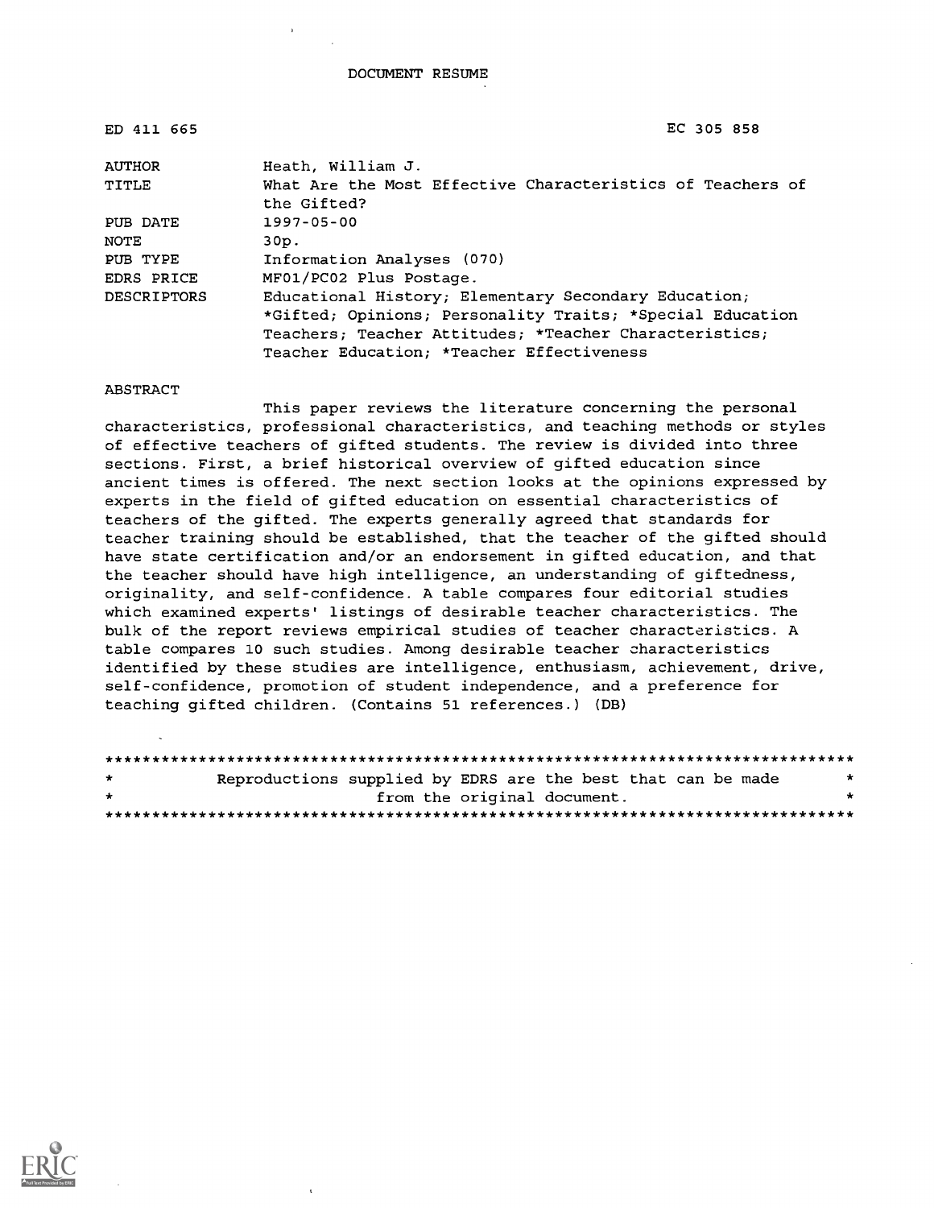DOCUMENT RESUME

ED 411 665 EC 305 858

| | |
|---|---|
| AUTHOR | Heath, William J. |
| TITLE | What Are the Most Effective Characteristics of Teachers of the Gifted? |
| PUB DATE | 1997-05-00 |
| NOTE | 30p. |
| PUB TYPE | Information Analyses (070) |
| EDRS PRICE | MF01/PC02 Plus Postage. |
| DESCRIPTORS | Educational History; Elementary Secondary Education; *Gifted; Opinions; Personality Traits; *Special Education Teachers; Teacher Attitudes; *Teacher Characteristics; Teacher Education; *Teacher Effectiveness |

ABSTRACT

This paper reviews the literature concerning the personal characteristics, professional characteristics, and teaching methods or styles of effective teachers of gifted students. The review is divided into three sections. First, a brief historical overview of gifted education since ancient times is offered. The next section looks at the opinions expressed by experts in the field of gifted education on essential characteristics of teachers of the gifted. The experts generally agreed that standards for teacher training should be established, that the teacher of the gifted should have state certification and/or an endorsement in gifted education, and that the teacher should have high intelligence, an understanding of giftedness, originality, and self-confidence. A table compares four editorial studies which examined experts' listings of desirable teacher characteristics. The bulk of the report reviews empirical studies of teacher characteristics. A table compares 10 such studies. Among desirable teacher characteristics identified by these studies are intelligence, enthusiasm, achievement, drive, self-confidence, promotion of student independence, and a preference for teaching gifted children. (Contains 51 references.) (DB)

********************************************************************************
* Reproductions supplied by EDRS are the best that can be made *
* from the original document. *
********************************************************************************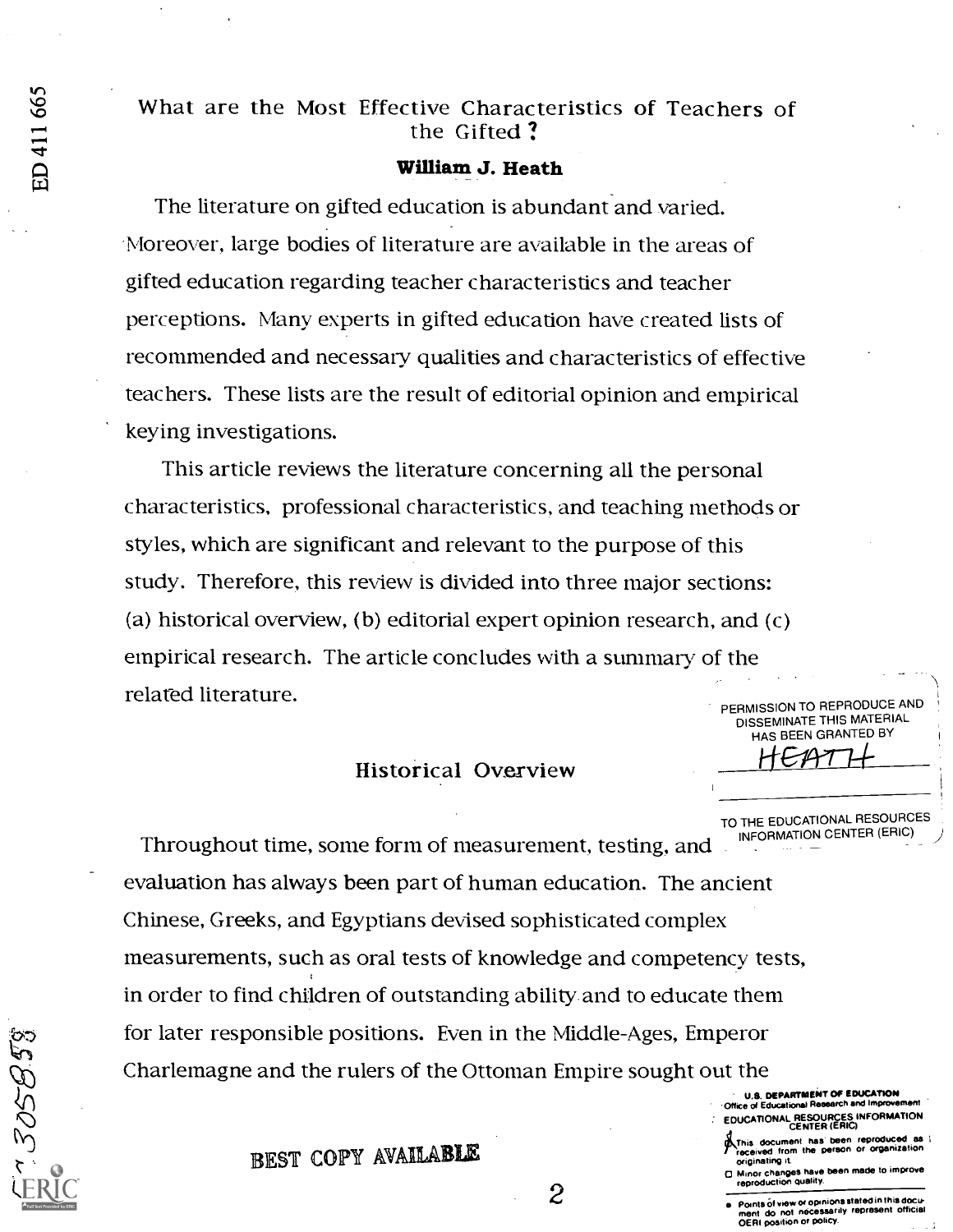# What are the Most Effective Characteristics of Teachers of the Gifted?

**William J. Heath**

The literature on gifted education is abundant and varied. Moreover, large bodies of literature are available in the areas of gifted education regarding teacher characteristics and teacher perceptions. Many experts in gifted education have created lists of recommended and necessary qualities and characteristics of effective teachers. These lists are the result of editorial opinion and empirical keying investigations.

This article reviews the literature concerning all the personal characteristics, professional characteristics, and teaching methods or styles, which are significant and relevant to the purpose of this study. Therefore, this review is divided into three major sections: (a) historical overview, (b) editorial expert opinion research, and (c) empirical research. The article concludes with a summary of the related literature.

## Historical Overview

Throughout time, some form of measurement, testing, and evaluation has always been part of human education. The ancient Chinese, Greeks, and Egyptians devised sophisticated complex measurements, such as oral tests of knowledge and competency tests, in order to find children of outstanding ability and to educate them for later responsible positions. Even in the Middle-Ages, Emperor Charlemagne and the rulers of the Ottoman Empire sought out the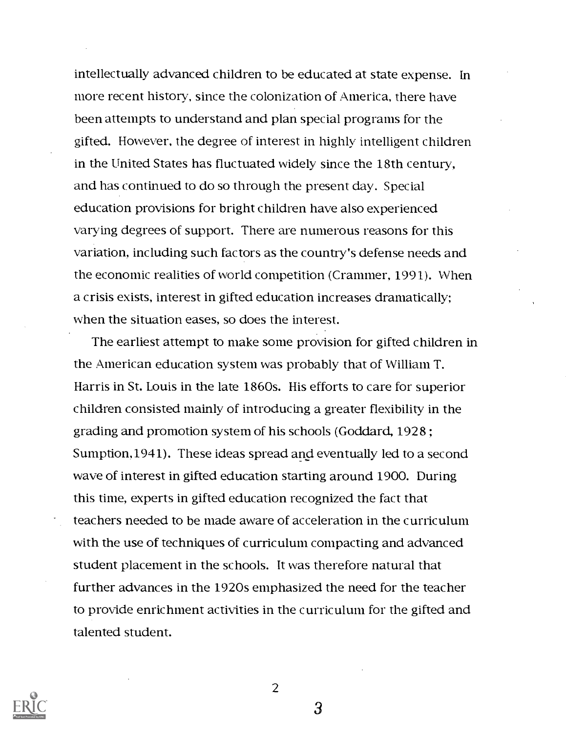intellectually advanced children to be educated at state expense. In more recent history, since the colonization of America, there have been attempts to understand and plan special programs for the gifted. However, the degree of interest in highly intelligent children in the United States has fluctuated widely since the 18th century, and has continued to do so through the present day. Special education provisions for bright children have also experienced varying degrees of support. There are numerous reasons for this variation, including such factors as the country's defense needs and the economic realities of world competition (Crammer, 1991). When a crisis exists, interest in gifted education increases dramatically; when the situation eases, so does the interest.

The earliest attempt to make some provision for gifted children in the American education system was probably that of William T. Harris in St. Louis in the late 1860s. His efforts to care for superior children consisted mainly of introducing a greater flexibility in the grading and promotion system of his schools (Goddard, 1928 ; Sumption,1941). These ideas spread and eventually led to a second wave of interest in gifted education starting around 1900. During this time, experts in gifted education recognized the fact that teachers needed to be made aware of acceleration in the curriculum with the use of techniques of curriculum compacting and advanced student placement in the schools. It was therefore natural that further advances in the 1920s emphasized the need for the teacher to provide enrichment activities in the curriculum for the gifted and talented student.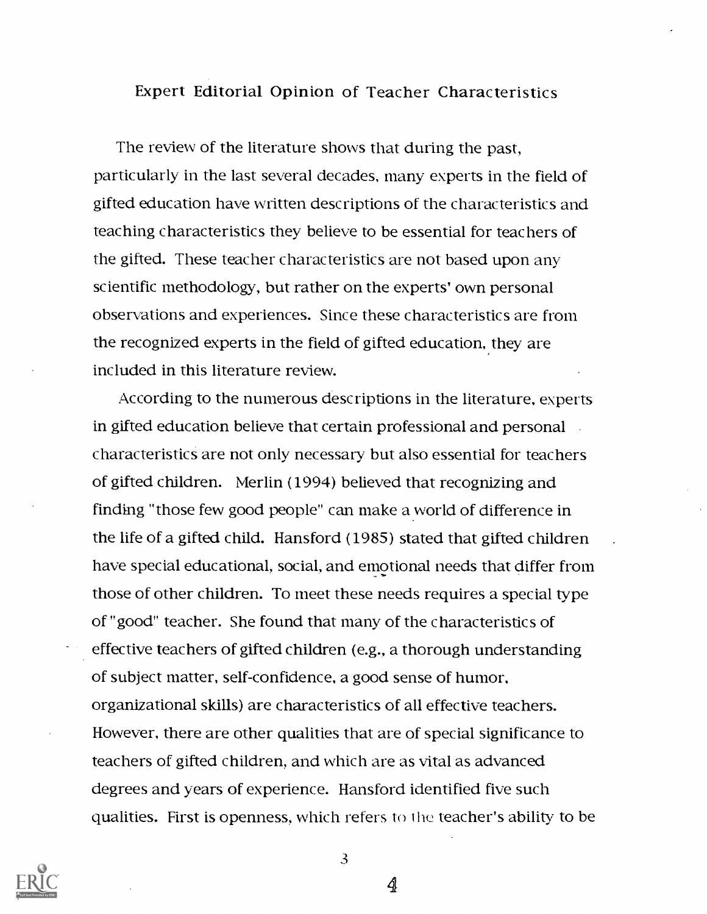## Expert Editorial Opinion of Teacher Characteristics

The review of the literature shows that during the past, particularly in the last several decades, many experts in the field of gifted education have written descriptions of the characteristics and teaching characteristics they believe to be essential for teachers of the gifted. These teacher characteristics are not based upon any scientific methodology, but rather on the experts' own personal observations and experiences. Since these characteristics are from the recognized experts in the field of gifted education, they are included in this literature review.

According to the numerous descriptions in the literature, experts in gifted education believe that certain professional and personal characteristics are not only necessary but also essential for teachers of gifted children. Merlin (1994) believed that recognizing and finding "those few good people" can make a world of difference in the life of a gifted child. Hansford (1985) stated that gifted children have special educational, social, and emotional needs that differ from those of other children. To meet these needs requires a special type of "good" teacher. She found that many of the characteristics of effective teachers of gifted children (e.g., a thorough understanding of subject matter, self-confidence, a good sense of humor, organizational skills) are characteristics of all effective teachers. However, there are other qualities that are of special significance to teachers of gifted children, and which are as vital as advanced degrees and years of experience. Hansford identified five such qualities. First is openness, which refers to the teacher's ability to be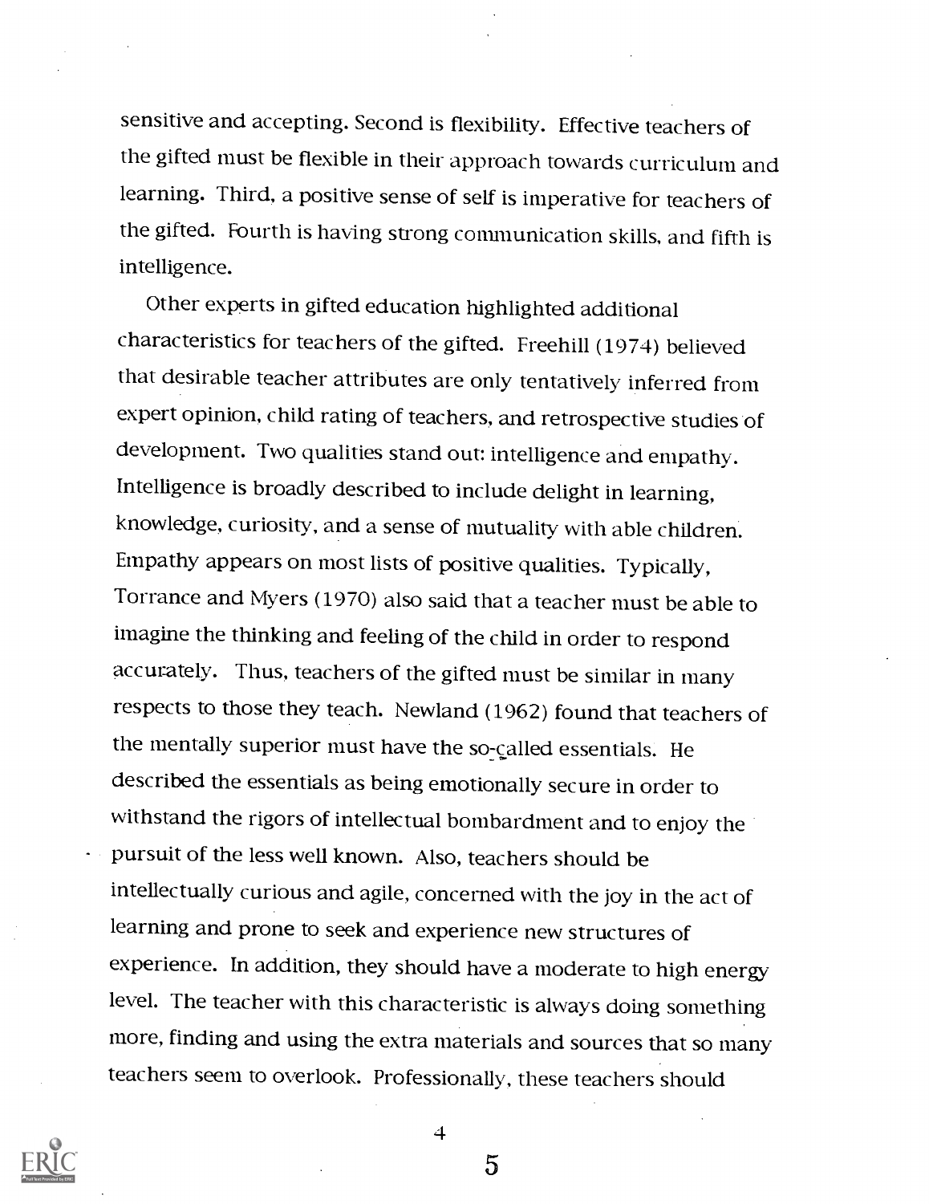sensitive and accepting. Second is flexibility. Effective teachers of the gifted must be flexible in their approach towards curriculum and learning. Third, a positive sense of self is imperative for teachers of the gifted. Fourth is having strong communication skills, and fifth is intelligence.

Other experts in gifted education highlighted additional characteristics for teachers of the gifted. Freehill (1974) believed that desirable teacher attributes are only tentatively inferred from expert opinion, child rating of teachers, and retrospective studies of development. Two qualities stand out: intelligence and empathy. Intelligence is broadly described to include delight in learning, knowledge, curiosity, and a sense of mutuality with able children. Empathy appears on most lists of positive qualities. Typically, Torrance and Myers (1970) also said that a teacher must be able to imagine the thinking and feeling of the child in order to respond accurately. Thus, teachers of the gifted must be similar in many respects to those they teach. Newland (1962) found that teachers of the mentally superior must have the so-called essentials. He described the essentials as being emotionally secure in order to withstand the rigors of intellectual bombardment and to enjoy the pursuit of the less well known. Also, teachers should be intellectually curious and agile, concerned with the joy in the act of learning and prone to seek and experience new structures of experience. In addition, they should have a moderate to high energy level. The teacher with this characteristic is always doing something more, finding and using the extra materials and sources that so many teachers seem to overlook. Professionally, these teachers should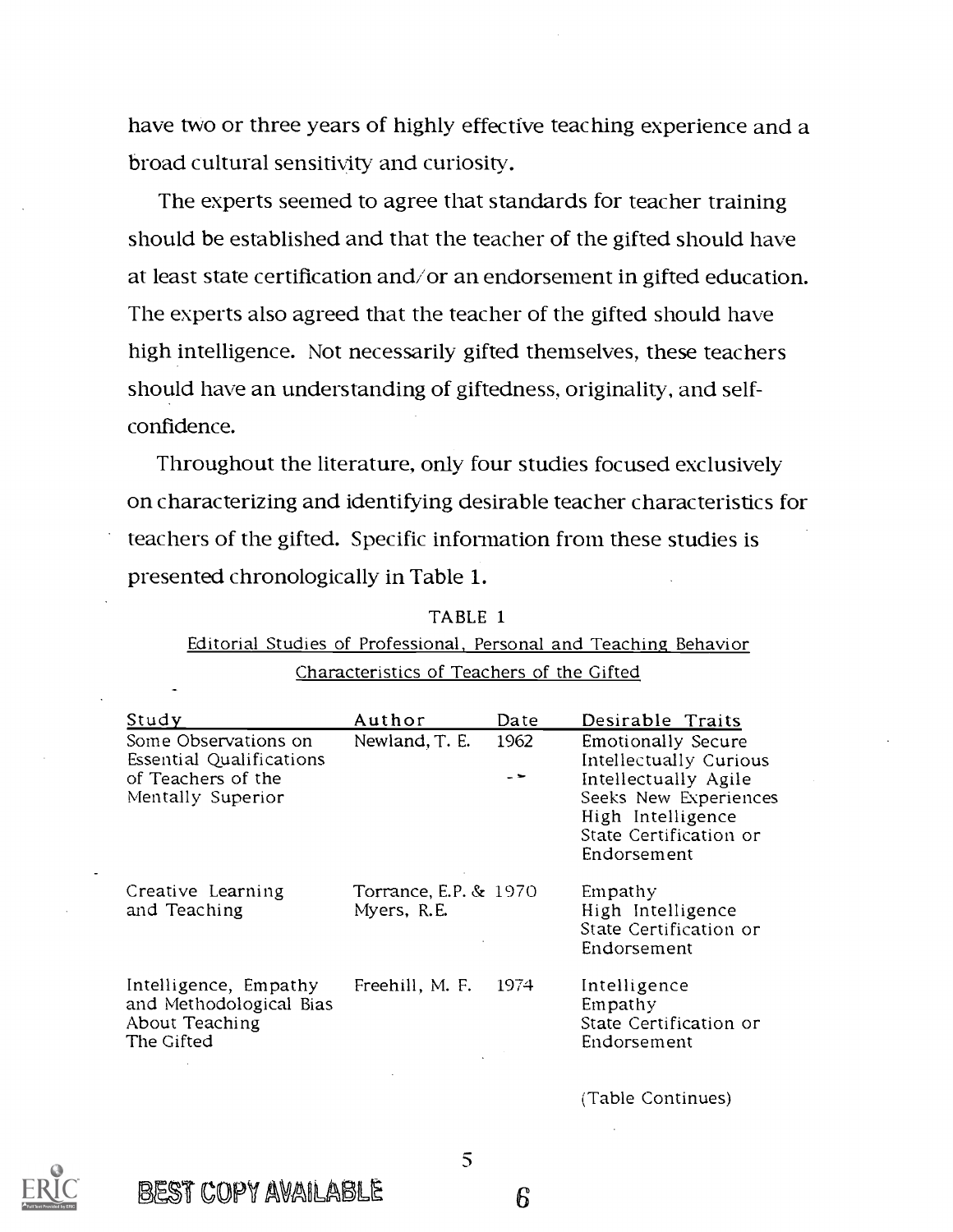have two or three years of highly effective teaching experience and a broad cultural sensitivity and curiosity.

The experts seemed to agree that standards for teacher training should be established and that the teacher of the gifted should have at least state certification and/or an endorsement in gifted education. The experts also agreed that the teacher of the gifted should have high intelligence. Not necessarily gifted themselves, these teachers should have an understanding of giftedness, originality, and self-confidence.

Throughout the literature, only four studies focused exclusively on characterizing and identifying desirable teacher characteristics for teachers of the gifted. Specific information from these studies is presented chronologically in Table 1.

TABLE 1

Editorial Studies of Professional, Personal and Teaching Behavior Characteristics of Teachers of the Gifted

| Study | Author | Date | Desirable Traits |
|---|---|---|---|
| Some Observations on Essential Qualifications of Teachers of the Mentally Superior | Newland, T. E. | 1962 | Emotionally Secure<br>Intellectually Curious<br>Intellectually Agile<br>Seeks New Experiences<br>High Intelligence<br>State Certification or Endorsement |
| Creative Learning and Teaching | Torrance, E.P. & Myers, R.E. | 1970 | Empathy<br>High Intelligence<br>State Certification or Endorsement |
| Intelligence, Empathy and Methodological Bias About Teaching The Gifted | Freehill, M. F. | 1974 | Intelligence<br>Empathy<br>State Certification or Endorsement |

(Table Continues)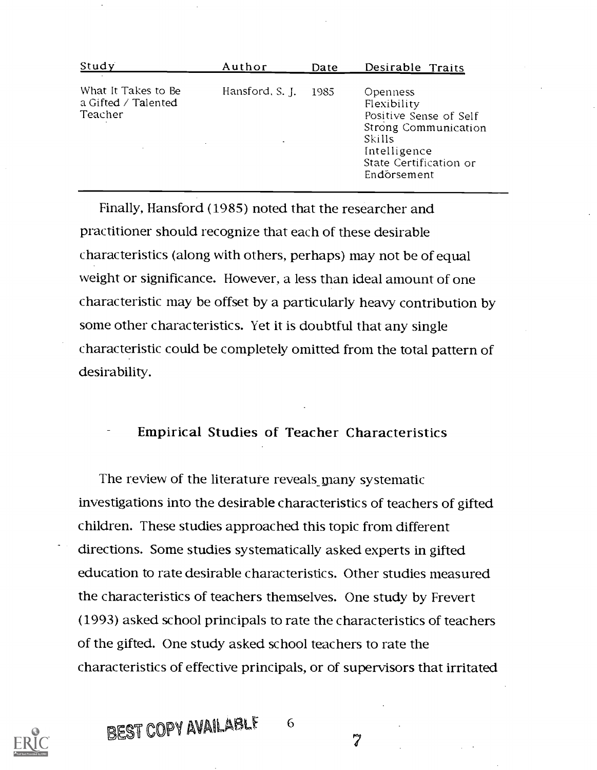| Study | Author | Date | Desirable Traits |
| --- | --- | --- | --- |
| What It Takes to Be a Gifted / Talented Teacher | Hansford, S. J. | 1985 | Openness<br>Flexibility<br>Positive Sense of Self<br>Strong Communication Skills<br>Intelligence<br>State Certification or Endorsement |

Finally, Hansford (1985) noted that the researcher and practitioner should recognize that each of these desirable characteristics (along with others, perhaps) may not be of equal weight or significance. However, a less than ideal amount of one characteristic may be offset by a particularly heavy contribution by some other characteristics. Yet it is doubtful that any single characteristic could be completely omitted from the total pattern of desirability.

## Empirical Studies of Teacher Characteristics

The review of the literature reveals many systematic investigations into the desirable characteristics of teachers of gifted children. These studies approached this topic from different directions. Some studies systematically asked experts in gifted education to rate desirable characteristics. Other studies measured the characteristics of teachers themselves. One study by Frevert (1993) asked school principals to rate the characteristics of teachers of the gifted. One study asked school teachers to rate the characteristics of effective principals, or of supervisors that irritated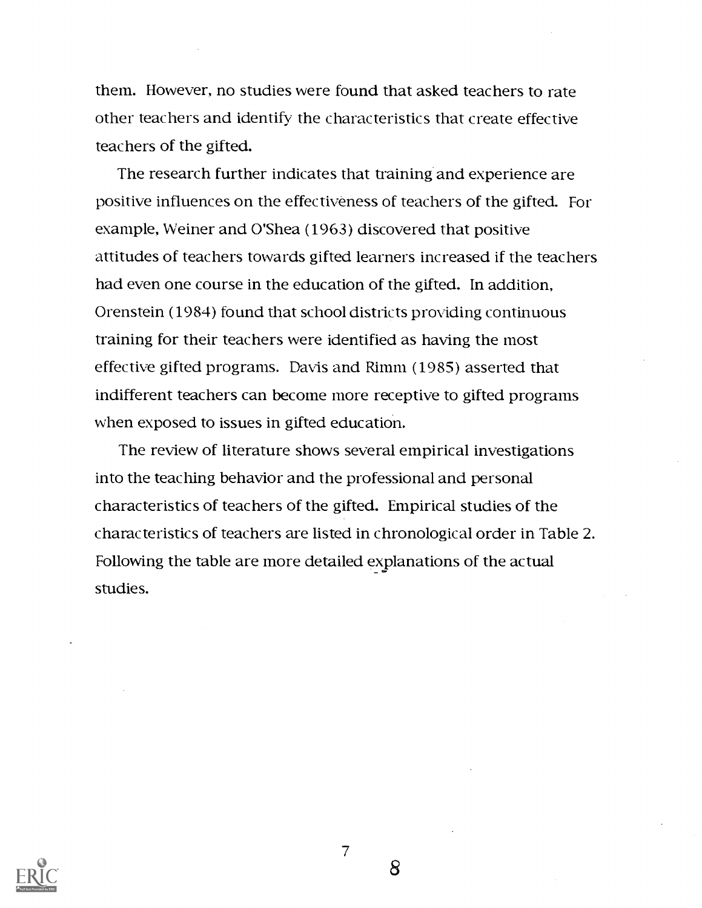them. However, no studies were found that asked teachers to rate other teachers and identify the characteristics that create effective teachers of the gifted.

The research further indicates that training and experience are positive influences on the effectiveness of teachers of the gifted. For example, Weiner and O'Shea (1963) discovered that positive attitudes of teachers towards gifted learners increased if the teachers had even one course in the education of the gifted. In addition, Orenstein (1984) found that school districts providing continuous training for their teachers were identified as having the most effective gifted programs. Davis and Rimm (1985) asserted that indifferent teachers can become more receptive to gifted programs when exposed to issues in gifted education.

The review of literature shows several empirical investigations into the teaching behavior and the professional and personal characteristics of teachers of the gifted. Empirical studies of the characteristics of teachers are listed in chronological order in Table 2. Following the table are more detailed explanations of the actual studies.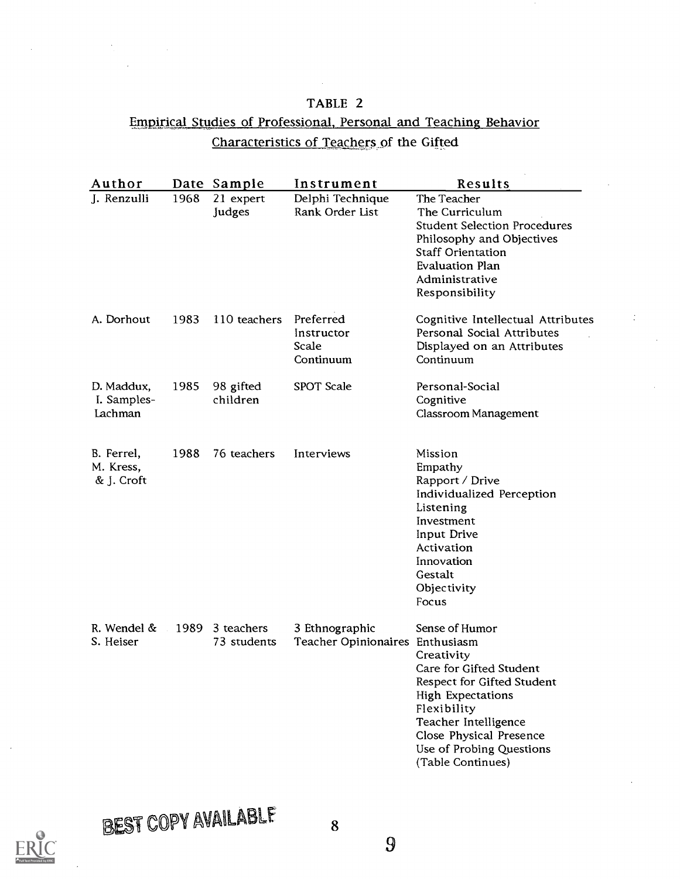TABLE 2

Empirical Studies of Professional, Personal and Teaching Behavior Characteristics of Teachers of the Gifted

| Author | Date | Sample | Instrument | Results |
|---|---|---|---|---|
| J. Renzulli | 1968 | 21 expert Judges | Delphi Technique Rank Order List | The Teacher<br>The Curriculum<br>Student Selection Procedures<br>Philosophy and Objectives<br>Staff Orientation<br>Evaluation Plan<br>Administrative Responsibility |
| A. Dorhout | 1983 | 110 teachers | Preferred Instructor Scale Continuum | Cognitive Intellectual Attributes<br>Personal Social Attributes<br>Displayed on an Attributes Continuum |
| D. Maddux, I. Samples-Lachman | 1985 | 98 gifted children | SPOT Scale | Personal-Social<br>Cognitive<br>Classroom Management |
| B. Ferrel, M. Kress, & J. Croft | 1988 | 76 teachers | Interviews | Mission<br>Empathy<br>Rapport / Drive<br>Individualized Perception<br>Listening<br>Investment<br>Input Drive<br>Activation<br>Innovation<br>Gestalt<br>Objectivity<br>Focus |
| R. Wendel & S. Heiser | 1989 | 3 teachers<br>73 students | 3 Ethnographic Teacher Opinionaires | Sense of Humor<br>Enthusiasm<br>Creativity<br>Care for Gifted Student<br>Respect for Gifted Student<br>High Expectations<br>Flexibility<br>Teacher Intelligence<br>Close Physical Presence<br>Use of Probing Questions |

(Table Continues)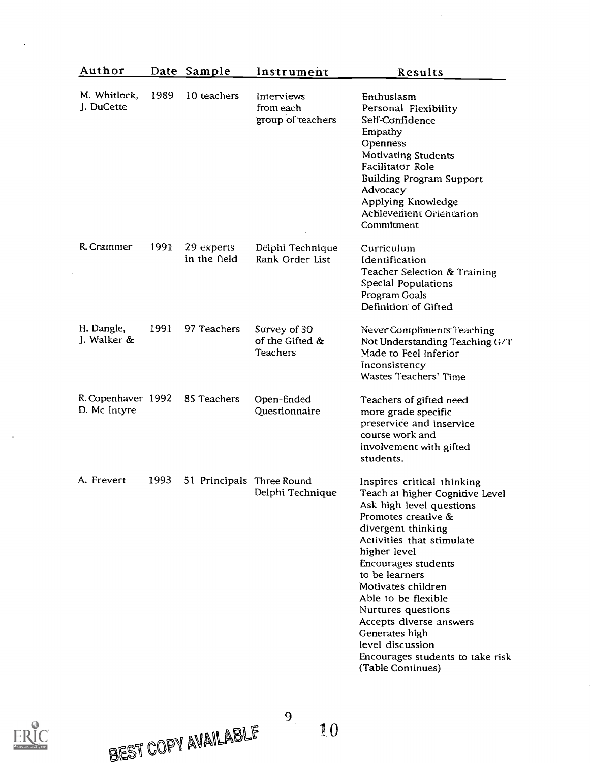| Author | Date | Sample | Instrument | Results |
|---|---|---|---|---|
| M. Whitlock, J. DuCette | 1989 | 10 teachers | Interviews from each group of teachers | Enthusiasm<br>Personal Flexibility<br>Self-Confidence<br>Empathy<br>Openness<br>Motivating Students<br>Facilitator Role<br>Building Program Support<br>Advocacy<br>Applying Knowledge<br>Achievement Orientation<br>Commitment |
| R. Crammer | 1991 | 29 experts in the field | Delphi Technique Rank Order List | Curriculum<br>Identification<br>Teacher Selection & Training<br>Special Populations<br>Program Goals<br>Definition of Gifted |
| H. Dangle, J. Walker & | 1991 | 97 Teachers | Survey of 30 of the Gifted & Teachers | Never Compliments Teaching<br>Not Understanding Teaching G/T<br>Made to Feel Inferior<br>Inconsistency<br>Wastes Teachers' Time |
| R. Copenhaver D. Mc Intyre | 1992 | 85 Teachers | Open-Ended Questionnaire | Teachers of gifted need more grade specific preservice and inservice course work and involvement with gifted students. |
| A. Frevert | 1993 | 51 Principals | Three Round Delphi Technique | Inspires critical thinking<br>Teach at higher Cognitive Level<br>Ask high level questions<br>Promotes creative & divergent thinking<br>Activities that stimulate higher level<br>Encourages students to be learners<br>Motivates children<br>Able to be flexible<br>Nurtures questions<br>Accepts diverse answers<br>Generates high level discussion<br>Encourages students to take risk |

(Table Continues)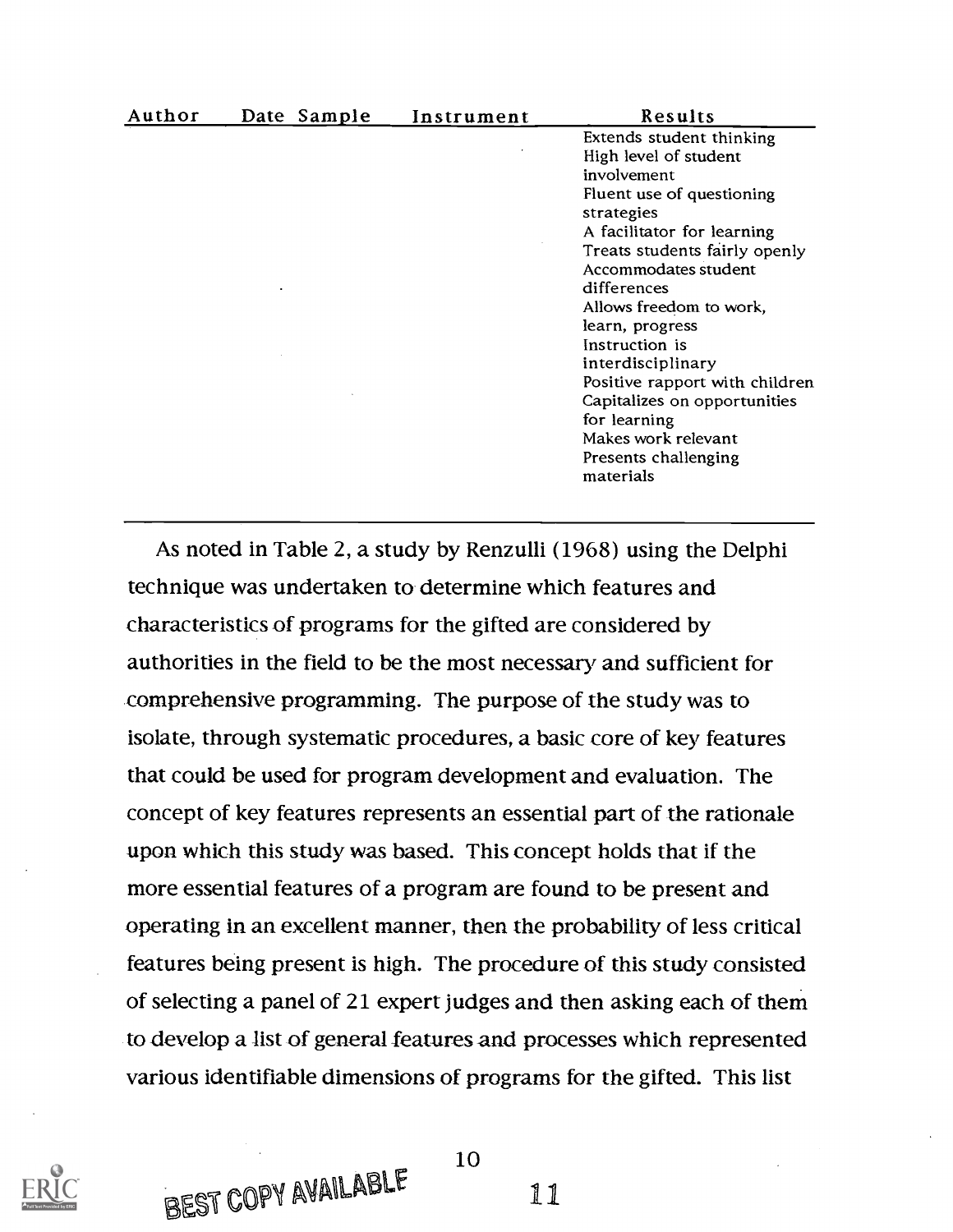| Author | Date | Sample | Instrument | Results |
|---|---|---|---|---|
| | | | | Extends student thinking<br>High level of student involvement<br>Fluent use of questioning strategies<br>A facilitator for learning<br>Treats students fairly openly<br>Accommodates student differences<br>Allows freedom to work, learn, progress<br>Instruction is interdisciplinary<br>Positive rapport with children<br>Capitalizes on opportunities for learning<br>Makes work relevant<br>Presents challenging materials |

As noted in Table 2, a study by Renzulli (1968) using the Delphi technique was undertaken to determine which features and characteristics of programs for the gifted are considered by authorities in the field to be the most necessary and sufficient for comprehensive programming. The purpose of the study was to isolate, through systematic procedures, a basic core of key features that could be used for program development and evaluation. The concept of key features represents an essential part of the rationale upon which this study was based. This concept holds that if the more essential features of a program are found to be present and operating in an excellent manner, then the probability of less critical features being present is high. The procedure of this study consisted of selecting a panel of 21 expert judges and then asking each of them to develop a list of general features and processes which represented various identifiable dimensions of programs for the gifted. This list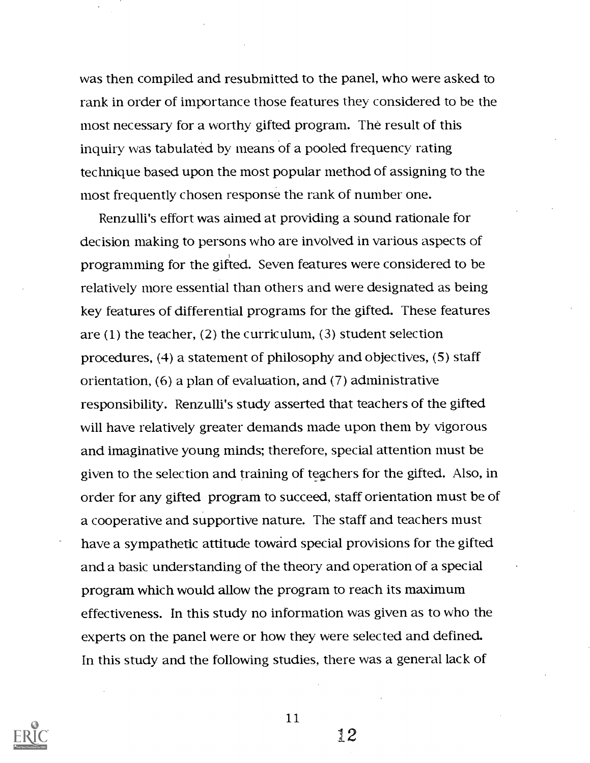was then compiled and resubmitted to the panel, who were asked to rank in order of importance those features they considered to be the most necessary for a worthy gifted program. The result of this inquiry was tabulated by means of a pooled frequency rating technique based upon the most popular method of assigning to the most frequently chosen response the rank of number one.

Renzulli's effort was aimed at providing a sound rationale for decision making to persons who are involved in various aspects of programming for the gifted. Seven features were considered to be relatively more essential than others and were designated as being key features of differential programs for the gifted. These features are (1) the teacher, (2) the curriculum, (3) student selection procedures, (4) a statement of philosophy and objectives, (5) staff orientation, (6) a plan of evaluation, and (7) administrative responsibility. Renzulli's study asserted that teachers of the gifted will have relatively greater demands made upon them by vigorous and imaginative young minds; therefore, special attention must be given to the selection and training of teachers for the gifted. Also, in order for any gifted program to succeed, staff orientation must be of a cooperative and supportive nature. The staff and teachers must have a sympathetic attitude toward special provisions for the gifted and a basic understanding of the theory and operation of a special program which would allow the program to reach its maximum effectiveness. In this study no information was given as to who the experts on the panel were or how they were selected and defined. In this study and the following studies, there was a general lack of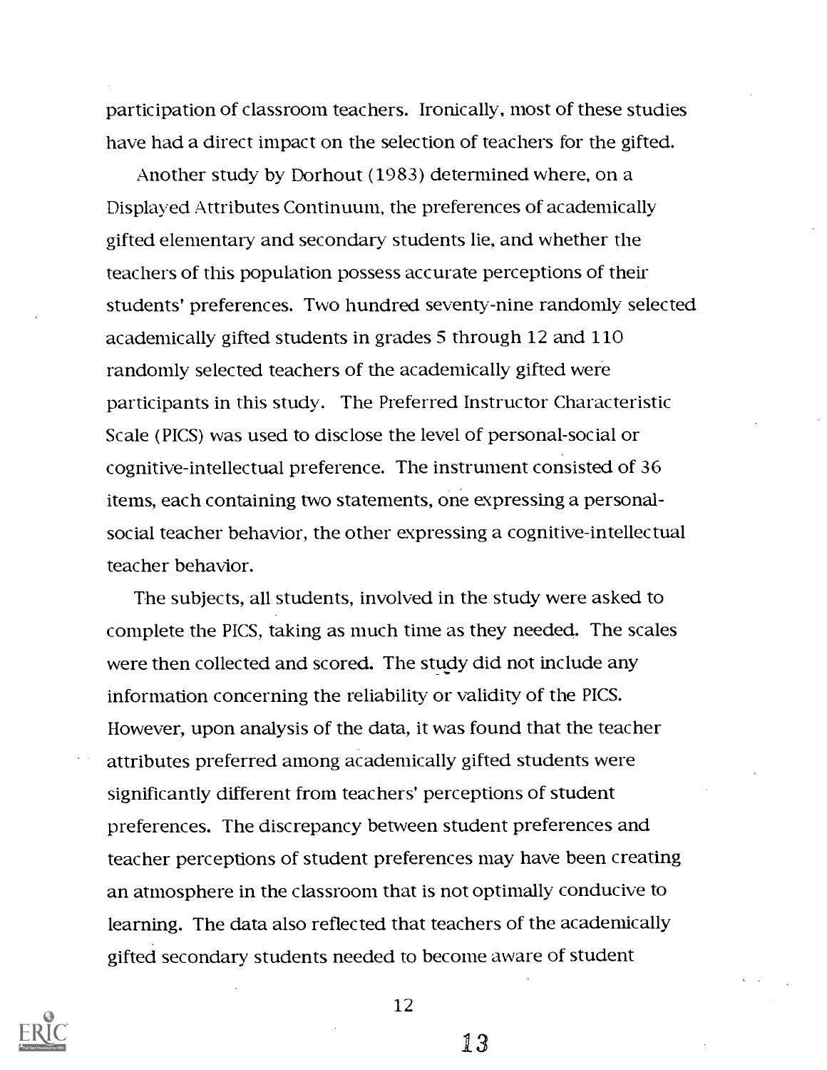participation of classroom teachers. Ironically, most of these studies have had a direct impact on the selection of teachers for the gifted.

Another study by Dorhout (1983) determined where, on a Displayed Attributes Continuum, the preferences of academically gifted elementary and secondary students lie, and whether the teachers of this population possess accurate perceptions of their students' preferences. Two hundred seventy-nine randomly selected academically gifted students in grades 5 through 12 and 110 randomly selected teachers of the academically gifted were participants in this study. The Preferred Instructor Characteristic Scale (PICS) was used to disclose the level of personal-social or cognitive-intellectual preference. The instrument consisted of 36 items, each containing two statements, one expressing a personal-social teacher behavior, the other expressing a cognitive-intellectual teacher behavior.

The subjects, all students, involved in the study were asked to complete the PICS, taking as much time as they needed. The scales were then collected and scored. The study did not include any information concerning the reliability or validity of the PICS. However, upon analysis of the data, it was found that the teacher attributes preferred among academically gifted students were significantly different from teachers' perceptions of student preferences. The discrepancy between student preferences and teacher perceptions of student preferences may have been creating an atmosphere in the classroom that is not optimally conducive to learning. The data also reflected that teachers of the academically gifted secondary students needed to become aware of student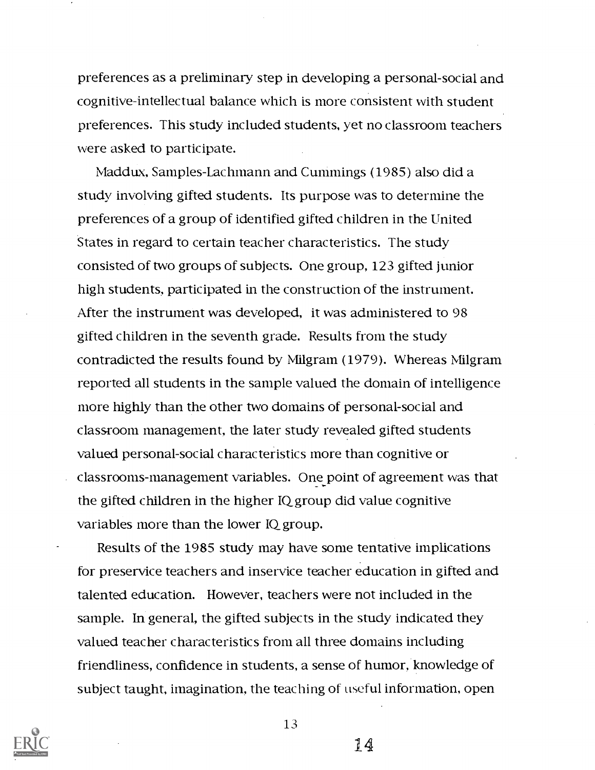preferences as a preliminary step in developing a personal-social and cognitive-intellectual balance which is more consistent with student preferences. This study included students, yet no classroom teachers were asked to participate.

Maddux, Samples-Lachmann and Cummings (1985) also did a study involving gifted students. Its purpose was to determine the preferences of a group of identified gifted children in the United States in regard to certain teacher characteristics. The study consisted of two groups of subjects. One group, 123 gifted junior high students, participated in the construction of the instrument. After the instrument was developed, it was administered to 98 gifted children in the seventh grade. Results from the study contradicted the results found by Milgram (1979). Whereas Milgram reported all students in the sample valued the domain of intelligence more highly than the other two domains of personal-social and classroom management, the later study revealed gifted students valued personal-social characteristics more than cognitive or classrooms-management variables. One point of agreement was that the gifted children in the higher IQ group did value cognitive variables more than the lower IQ group.

Results of the 1985 study may have some tentative implications for preservice teachers and inservice teacher education in gifted and talented education. However, teachers were not included in the sample. In general, the gifted subjects in the study indicated they valued teacher characteristics from all three domains including friendliness, confidence in students, a sense of humor, knowledge of subject taught, imagination, the teaching of useful information, open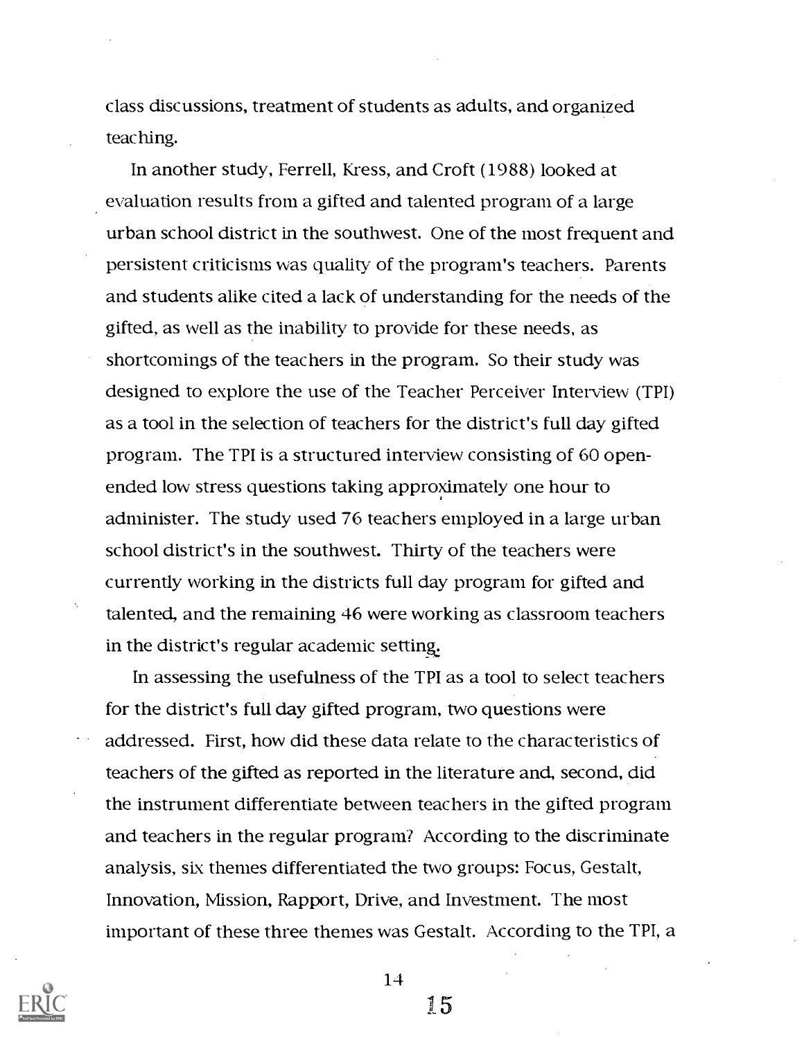class discussions, treatment of students as adults, and organized teaching.

In another study, Ferrell, Kress, and Croft (1988) looked at evaluation results from a gifted and talented program of a large urban school district in the southwest. One of the most frequent and persistent criticisms was quality of the program's teachers. Parents and students alike cited a lack of understanding for the needs of the gifted, as well as the inability to provide for these needs, as shortcomings of the teachers in the program. So their study was designed to explore the use of the Teacher Perceiver Interview (TPI) as a tool in the selection of teachers for the district's full day gifted program. The TPI is a structured interview consisting of 60 open-ended low stress questions taking approximately one hour to administer. The study used 76 teachers employed in a large urban school district's in the southwest. Thirty of the teachers were currently working in the districts full day program for gifted and talented, and the remaining 46 were working as classroom teachers in the district's regular academic setting.

In assessing the usefulness of the TPI as a tool to select teachers for the district's full day gifted program, two questions were addressed. First, how did these data relate to the characteristics of teachers of the gifted as reported in the literature and, second, did the instrument differentiate between teachers in the gifted program and teachers in the regular program? According to the discriminate analysis, six themes differentiated the two groups: Focus, Gestalt, Innovation, Mission, Rapport, Drive, and Investment. The most important of these three themes was Gestalt. According to the TPI, a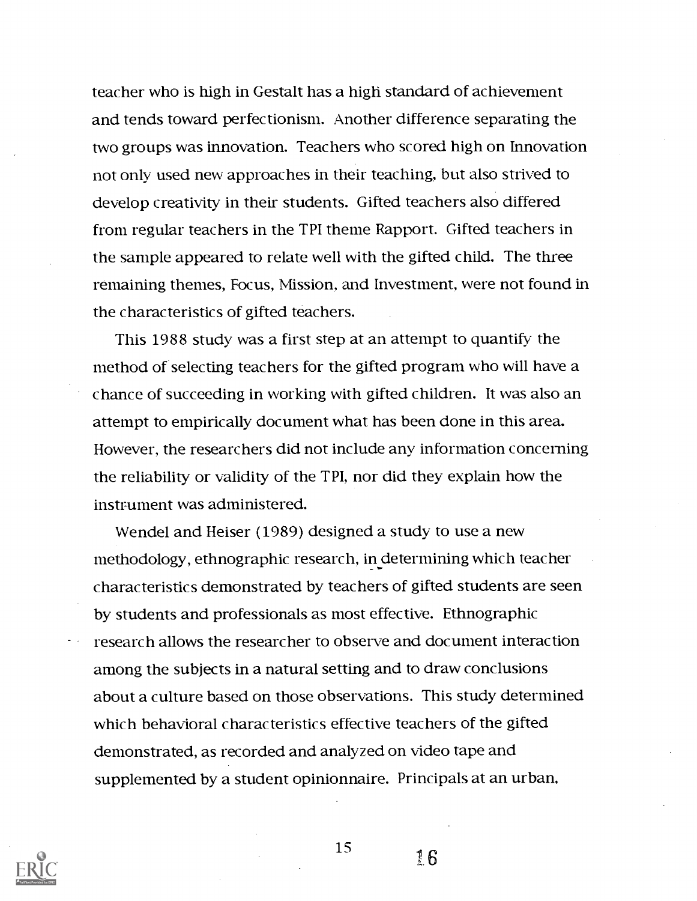teacher who is high in Gestalt has a high standard of achievement and tends toward perfectionism. Another difference separating the two groups was innovation. Teachers who scored high on Innovation not only used new approaches in their teaching, but also strived to develop creativity in their students. Gifted teachers also differed from regular teachers in the TPI theme Rapport. Gifted teachers in the sample appeared to relate well with the gifted child. The three remaining themes, Focus, Mission, and Investment, were not found in the characteristics of gifted teachers.

This 1988 study was a first step at an attempt to quantify the method of selecting teachers for the gifted program who will have a chance of succeeding in working with gifted children. It was also an attempt to empirically document what has been done in this area. However, the researchers did not include any information concerning the reliability or validity of the TPI, nor did they explain how the instrument was administered.

Wendel and Heiser (1989) designed a study to use a new methodology, ethnographic research, in determining which teacher characteristics demonstrated by teachers of gifted students are seen by students and professionals as most effective. Ethnographic research allows the researcher to observe and document interaction among the subjects in a natural setting and to draw conclusions about a culture based on those observations. This study determined which behavioral characteristics effective teachers of the gifted demonstrated, as recorded and analyzed on video tape and supplemented by a student opinionnaire. Principals at an urban,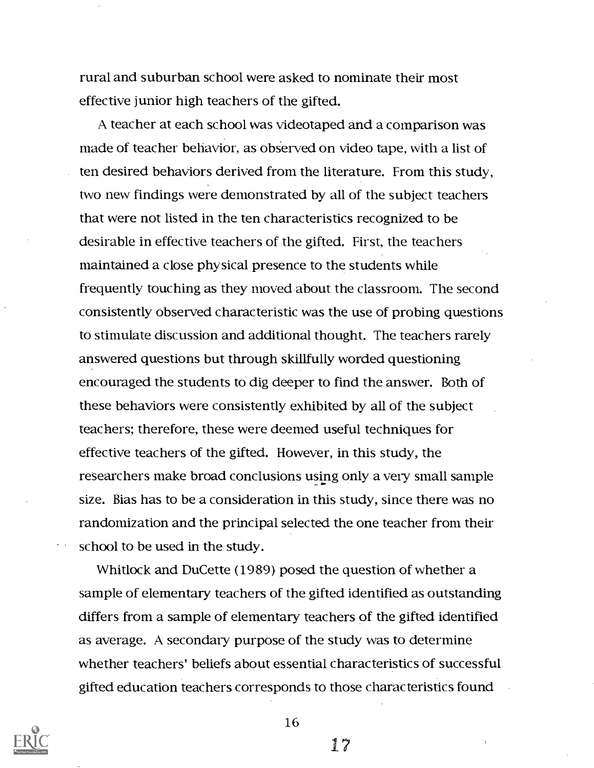rural and suburban school were asked to nominate their most effective junior high teachers of the gifted.

A teacher at each school was videotaped and a comparison was made of teacher behavior, as observed on video tape, with a list of ten desired behaviors derived from the literature. From this study, two new findings were demonstrated by all of the subject teachers that were not listed in the ten characteristics recognized to be desirable in effective teachers of the gifted. First, the teachers maintained a close physical presence to the students while frequently touching as they moved about the classroom. The second consistently observed characteristic was the use of probing questions to stimulate discussion and additional thought. The teachers rarely answered questions but through skillfully worded questioning encouraged the students to dig deeper to find the answer. Both of these behaviors were consistently exhibited by all of the subject teachers; therefore, these were deemed useful techniques for effective teachers of the gifted. However, in this study, the researchers make broad conclusions using only a very small sample size. Bias has to be a consideration in this study, since there was no randomization and the principal selected the one teacher from their school to be used in the study.

Whitlock and DuCette (1989) posed the question of whether a sample of elementary teachers of the gifted identified as outstanding differs from a sample of elementary teachers of the gifted identified as average. A secondary purpose of the study was to determine whether teachers' beliefs about essential characteristics of successful gifted education teachers corresponds to those characteristics found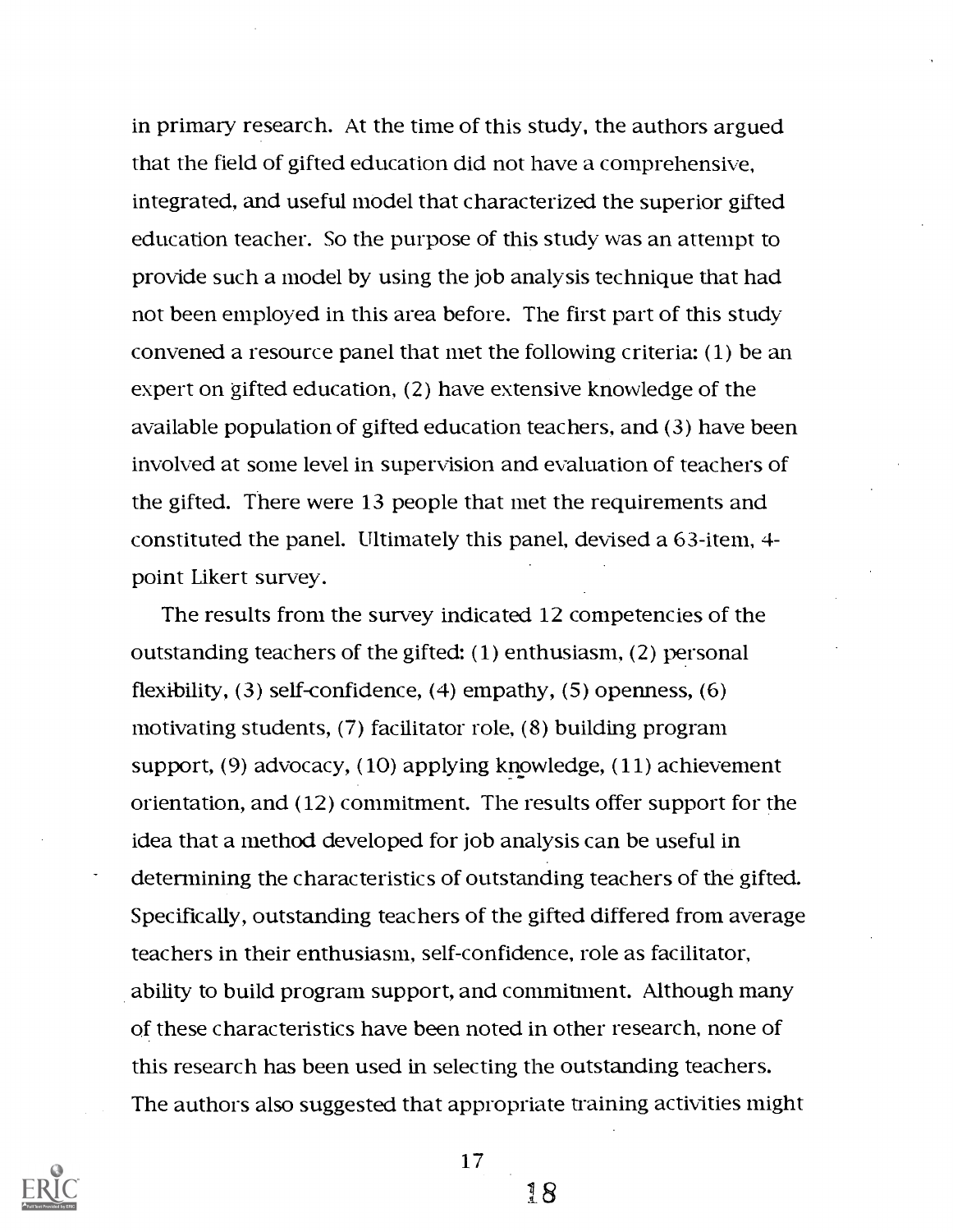in primary research. At the time of this study, the authors argued that the field of gifted education did not have a comprehensive, integrated, and useful model that characterized the superior gifted education teacher. So the purpose of this study was an attempt to provide such a model by using the job analysis technique that had not been employed in this area before. The first part of this study convened a resource panel that met the following criteria: (1) be an expert on gifted education, (2) have extensive knowledge of the available population of gifted education teachers, and (3) have been involved at some level in supervision and evaluation of teachers of the gifted. There were 13 people that met the requirements and constituted the panel. Ultimately this panel, devised a 63-item, 4-point Likert survey.

The results from the survey indicated 12 competencies of the outstanding teachers of the gifted: (1) enthusiasm, (2) personal flexibility, (3) self-confidence, (4) empathy, (5) openness, (6) motivating students, (7) facilitator role, (8) building program support, (9) advocacy, (10) applying knowledge, (11) achievement orientation, and (12) commitment. The results offer support for the idea that a method developed for job analysis can be useful in determining the characteristics of outstanding teachers of the gifted. Specifically, outstanding teachers of the gifted differed from average teachers in their enthusiasm, self-confidence, role as facilitator, ability to build program support, and commitment. Although many of these characteristics have been noted in other research, none of this research has been used in selecting the outstanding teachers. The authors also suggested that appropriate training activities might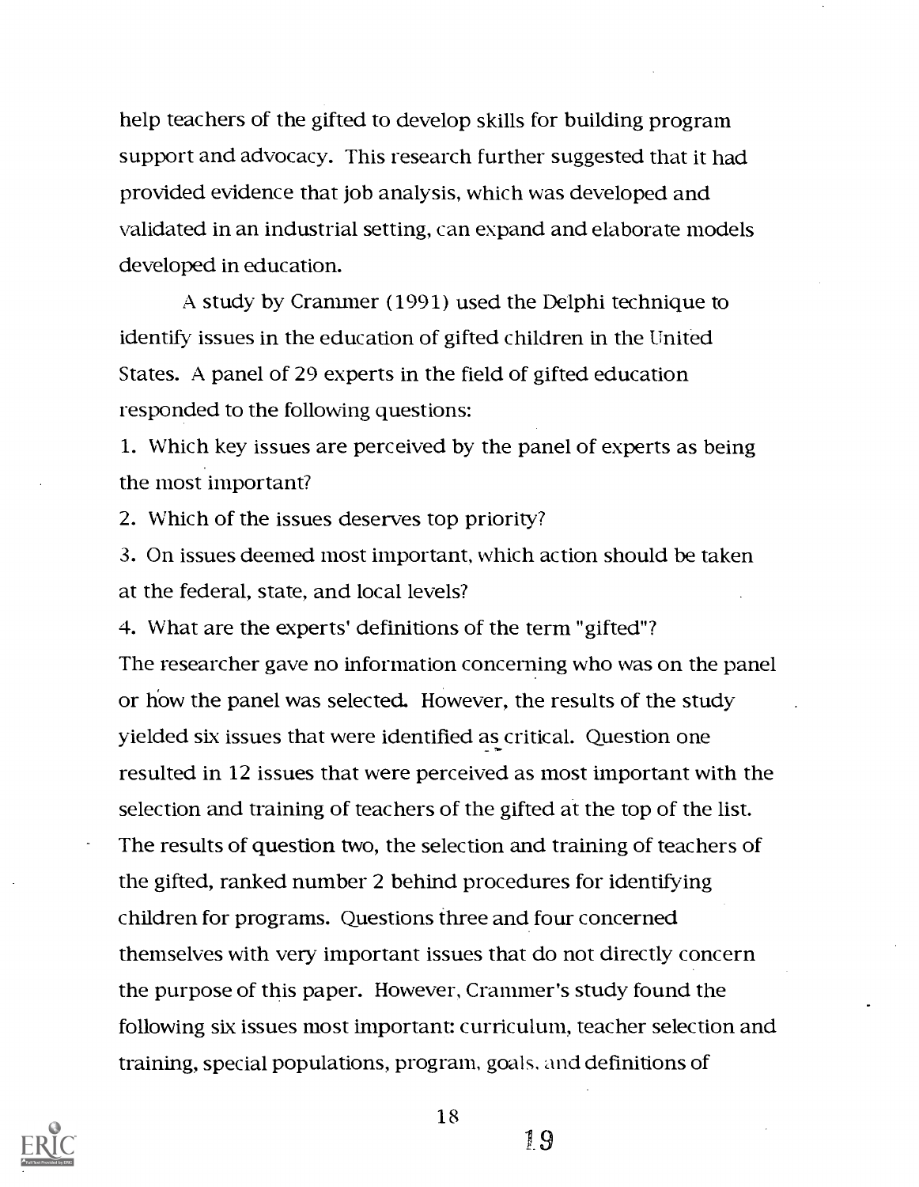help teachers of the gifted to develop skills for building program support and advocacy. This research further suggested that it had provided evidence that job analysis, which was developed and validated in an industrial setting, can expand and elaborate models developed in education.

A study by Crammer (1991) used the Delphi technique to identify issues in the education of gifted children in the United States. A panel of 29 experts in the field of gifted education responded to the following questions:

1. Which key issues are perceived by the panel of experts as being the most important?
2. Which of the issues deserves top priority?
3. On issues deemed most important, which action should be taken at the federal, state, and local levels?
4. What are the experts' definitions of the term "gifted"?

The researcher gave no information concerning who was on the panel or how the panel was selected. However, the results of the study yielded six issues that were identified as critical. Question one resulted in 12 issues that were perceived as most important with the selection and training of teachers of the gifted at the top of the list. The results of question two, the selection and training of teachers of the gifted, ranked number 2 behind procedures for identifying children for programs. Questions three and four concerned themselves with very important issues that do not directly concern the purpose of this paper. However, Crammer's study found the following six issues most important: curriculum, teacher selection and training, special populations, program, goals, and definitions of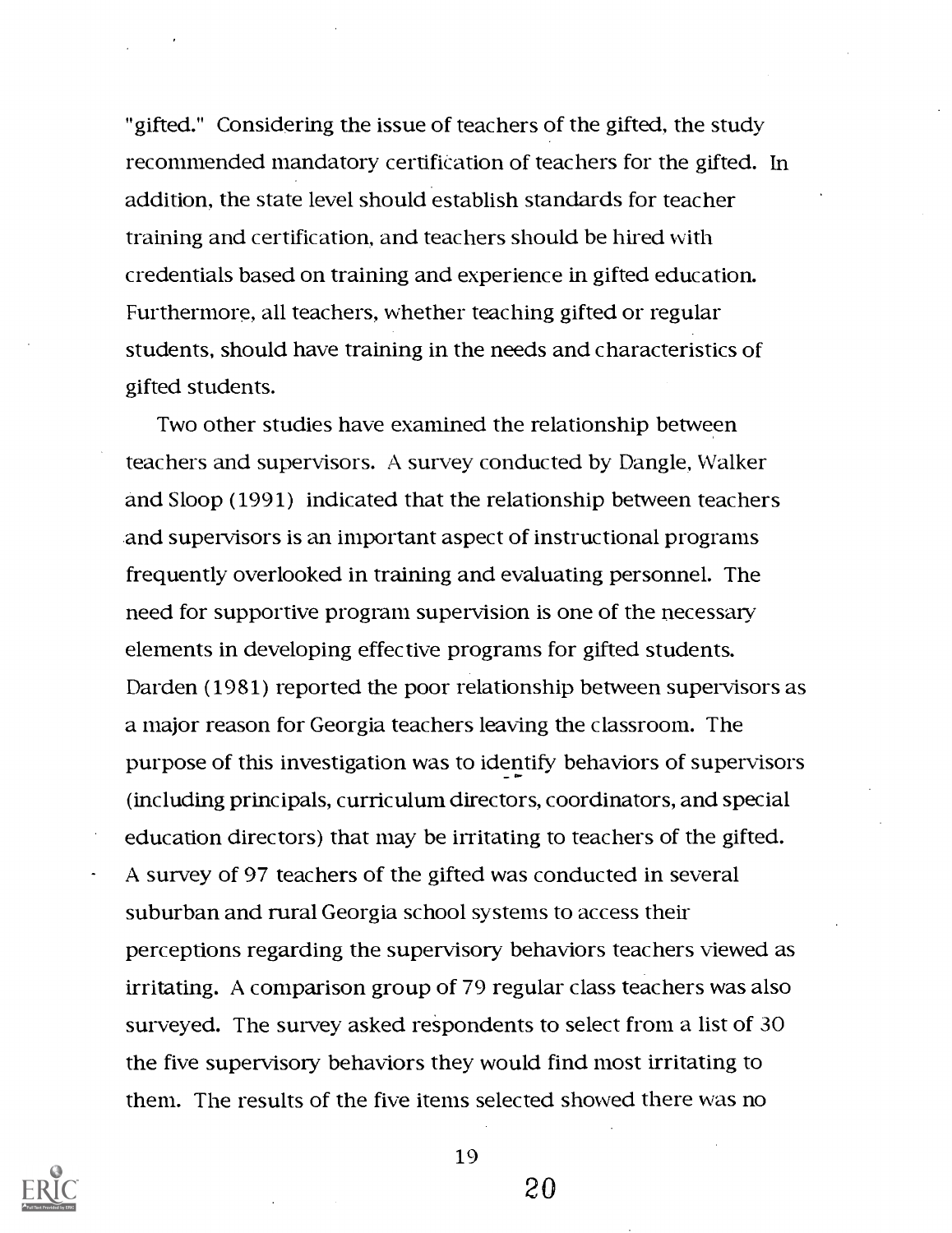"gifted." Considering the issue of teachers of the gifted, the study recommended mandatory certification of teachers for the gifted. In addition, the state level should establish standards for teacher training and certification, and teachers should be hired with credentials based on training and experience in gifted education. Furthermore, all teachers, whether teaching gifted or regular students, should have training in the needs and characteristics of gifted students.

Two other studies have examined the relationship between teachers and supervisors. A survey conducted by Dangle, Walker and Sloop (1991) indicated that the relationship between teachers and supervisors is an important aspect of instructional programs frequently overlooked in training and evaluating personnel. The need for supportive program supervision is one of the necessary elements in developing effective programs for gifted students. Darden (1981) reported the poor relationship between supervisors as a major reason for Georgia teachers leaving the classroom. The purpose of this investigation was to identify behaviors of supervisors (including principals, curriculum directors, coordinators, and special education directors) that may be irritating to teachers of the gifted. A survey of 97 teachers of the gifted was conducted in several suburban and rural Georgia school systems to access their perceptions regarding the supervisory behaviors teachers viewed as irritating. A comparison group of 79 regular class teachers was also surveyed. The survey asked respondents to select from a list of 30 the five supervisory behaviors they would find most irritating to them. The results of the five items selected showed there was no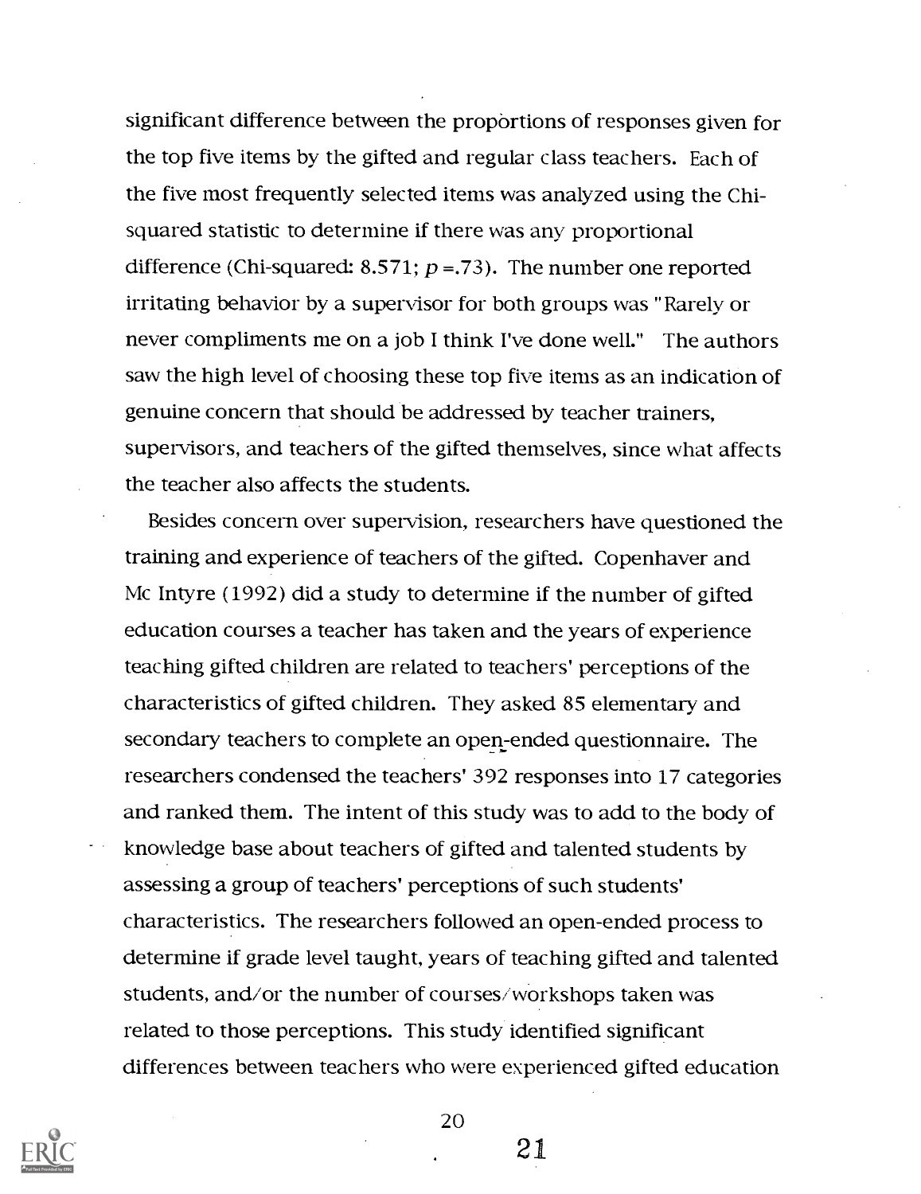significant difference between the proportions of responses given for the top five items by the gifted and regular class teachers. Each of the five most frequently selected items was analyzed using the Chi-squared statistic to determine if there was any proportional difference (Chi-squared: 8.571; $p = .73$). The number one reported irritating behavior by a supervisor for both groups was "Rarely or never compliments me on a job I think I've done well." The authors saw the high level of choosing these top five items as an indication of genuine concern that should be addressed by teacher trainers, supervisors, and teachers of the gifted themselves, since what affects the teacher also affects the students.

Besides concern over supervision, researchers have questioned the training and experience of teachers of the gifted. Copenhaver and Mc Intyre (1992) did a study to determine if the number of gifted education courses a teacher has taken and the years of experience teaching gifted children are related to teachers' perceptions of the characteristics of gifted children. They asked 85 elementary and secondary teachers to complete an open-ended questionnaire. The researchers condensed the teachers' 392 responses into 17 categories and ranked them. The intent of this study was to add to the body of knowledge base about teachers of gifted and talented students by assessing a group of teachers' perceptions of such students' characteristics. The researchers followed an open-ended process to determine if grade level taught, years of teaching gifted and talented students, and/or the number of courses/workshops taken was related to those perceptions. This study identified significant differences between teachers who were experienced gifted education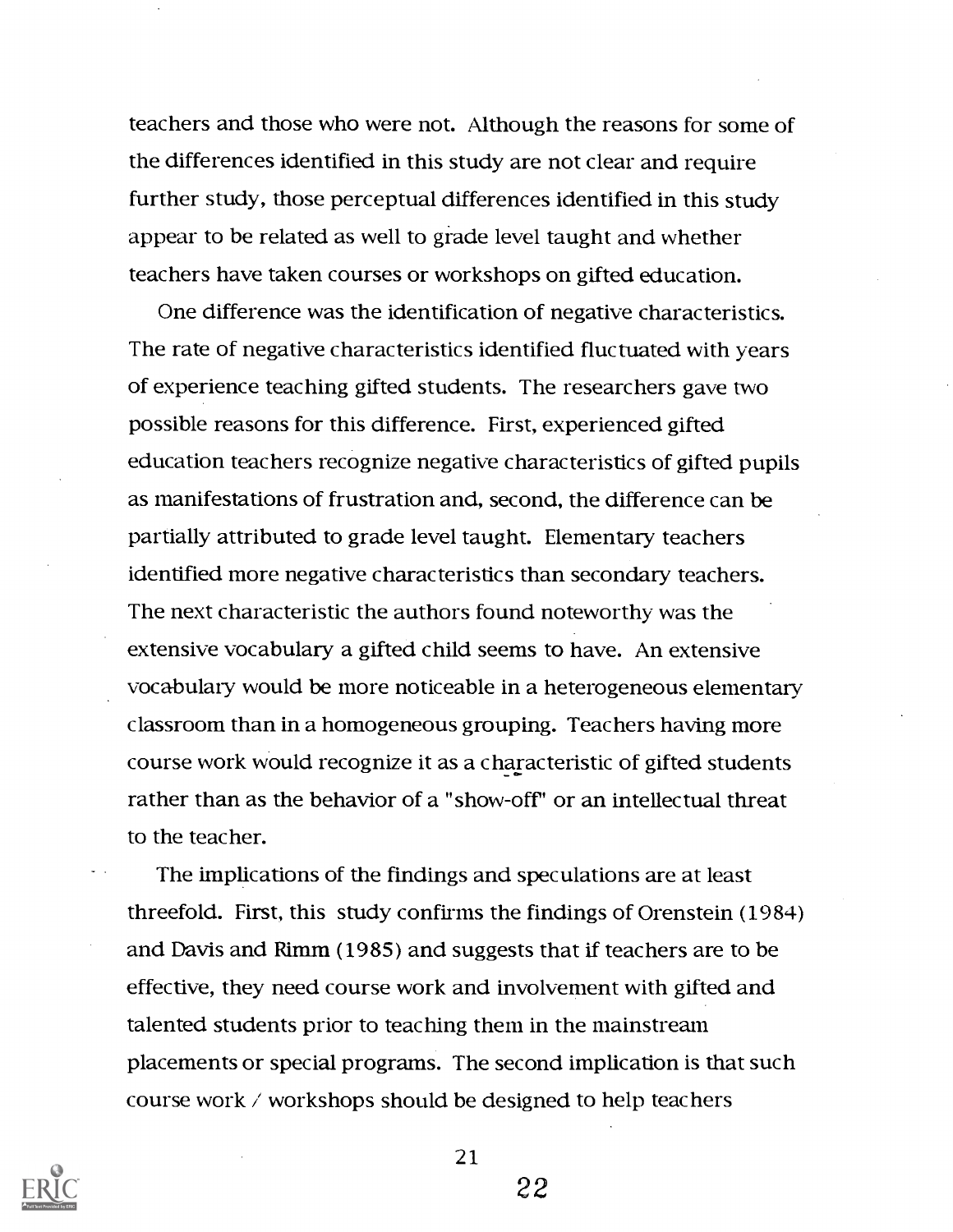teachers and those who were not. Although the reasons for some of the differences identified in this study are not clear and require further study, those perceptual differences identified in this study appear to be related as well to grade level taught and whether teachers have taken courses or workshops on gifted education.

One difference was the identification of negative characteristics. The rate of negative characteristics identified fluctuated with years of experience teaching gifted students. The researchers gave two possible reasons for this difference. First, experienced gifted education teachers recognize negative characteristics of gifted pupils as manifestations of frustration and, second, the difference can be partially attributed to grade level taught. Elementary teachers identified more negative characteristics than secondary teachers. The next characteristic the authors found noteworthy was the extensive vocabulary a gifted child seems to have. An extensive vocabulary would be more noticeable in a heterogeneous elementary classroom than in a homogeneous grouping. Teachers having more course work would recognize it as a characteristic of gifted students rather than as the behavior of a "show-off" or an intellectual threat to the teacher.

The implications of the findings and speculations are at least threefold. First, this study confirms the findings of Orenstein (1984) and Davis and Rimm (1985) and suggests that if teachers are to be effective, they need course work and involvement with gifted and talented students prior to teaching them in the mainstream placements or special programs. The second implication is that such course work / workshops should be designed to help teachers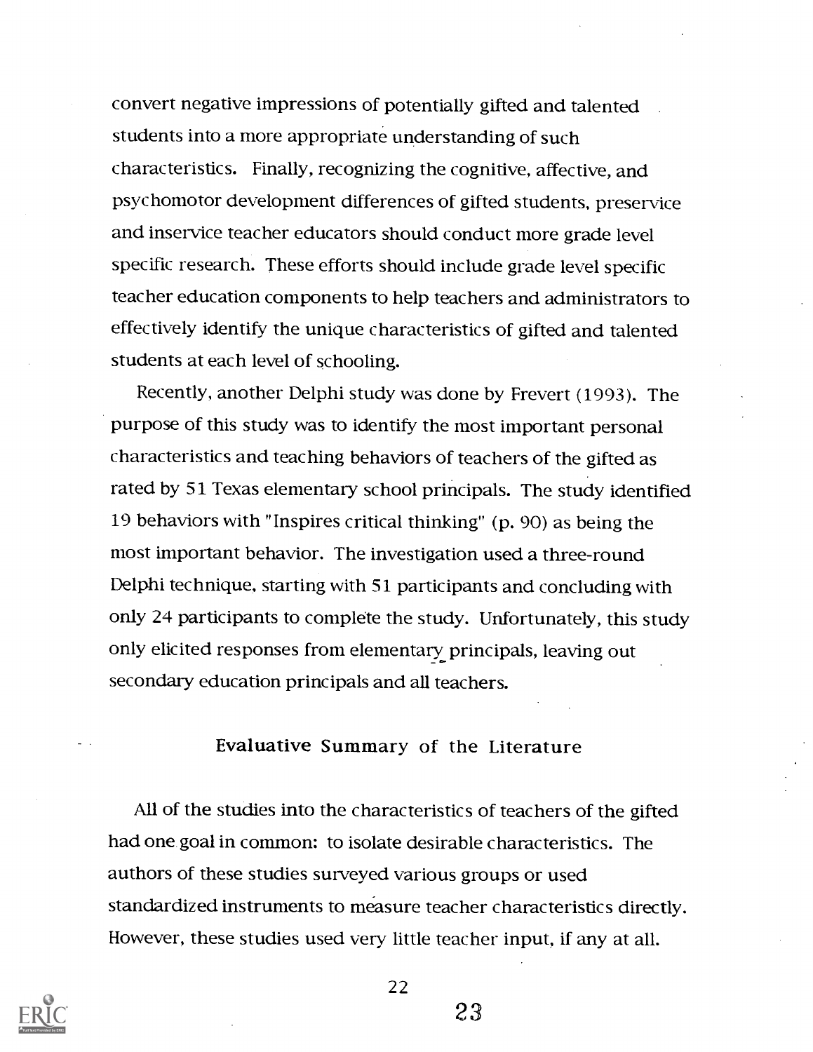convert negative impressions of potentially gifted and talented students into a more appropriate understanding of such characteristics. Finally, recognizing the cognitive, affective, and psychomotor development differences of gifted students, preservice and inservice teacher educators should conduct more grade level specific research. These efforts should include grade level specific teacher education components to help teachers and administrators to effectively identify the unique characteristics of gifted and talented students at each level of schooling.

Recently, another Delphi study was done by Frevert (1993). The purpose of this study was to identify the most important personal characteristics and teaching behaviors of teachers of the gifted as rated by 51 Texas elementary school principals. The study identified 19 behaviors with "Inspires critical thinking" (p. 90) as being the most important behavior. The investigation used a three-round Delphi technique, starting with 51 participants and concluding with only 24 participants to complete the study. Unfortunately, this study only elicited responses from elementary principals, leaving out secondary education principals and all teachers.

## Evaluative Summary of the Literature

All of the studies into the characteristics of teachers of the gifted had one goal in common: to isolate desirable characteristics. The authors of these studies surveyed various groups or used standardized instruments to measure teacher characteristics directly. However, these studies used very little teacher input, if any at all.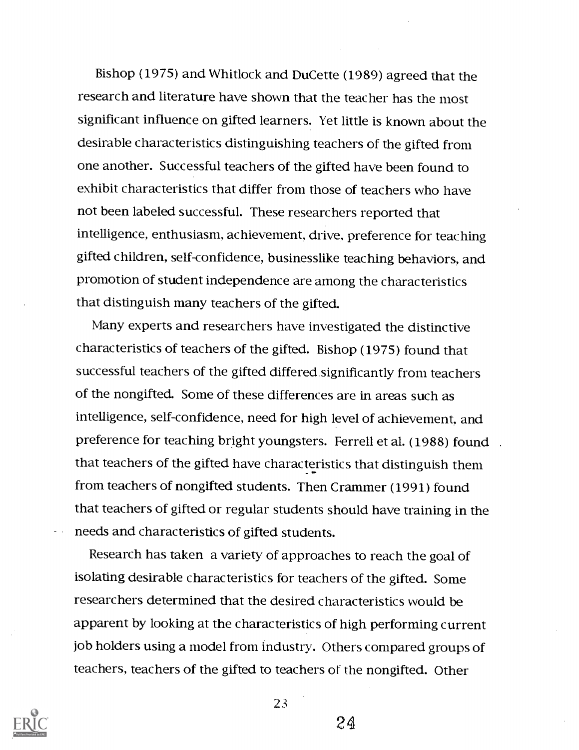Bishop (1975) and Whitlock and DuCette (1989) agreed that the research and literature have shown that the teacher has the most significant influence on gifted learners. Yet little is known about the desirable characteristics distinguishing teachers of the gifted from one another. Successful teachers of the gifted have been found to exhibit characteristics that differ from those of teachers who have not been labeled successful. These researchers reported that intelligence, enthusiasm, achievement, drive, preference for teaching gifted children, self-confidence, businesslike teaching behaviors, and promotion of student independence are among the characteristics that distinguish many teachers of the gifted.

Many experts and researchers have investigated the distinctive characteristics of teachers of the gifted. Bishop (1975) found that successful teachers of the gifted differed significantly from teachers of the nongifted. Some of these differences are in areas such as intelligence, self-confidence, need for high level of achievement, and preference for teaching bright youngsters. Ferrell et al. (1988) found that teachers of the gifted have characteristics that distinguish them from teachers of nongifted students. Then Crammer (1991) found that teachers of gifted or regular students should have training in the needs and characteristics of gifted students.

Research has taken a variety of approaches to reach the goal of isolating desirable characteristics for teachers of the gifted. Some researchers determined that the desired characteristics would be apparent by looking at the characteristics of high performing current job holders using a model from industry. Others compared groups of teachers, teachers of the gifted to teachers of the nongifted. Other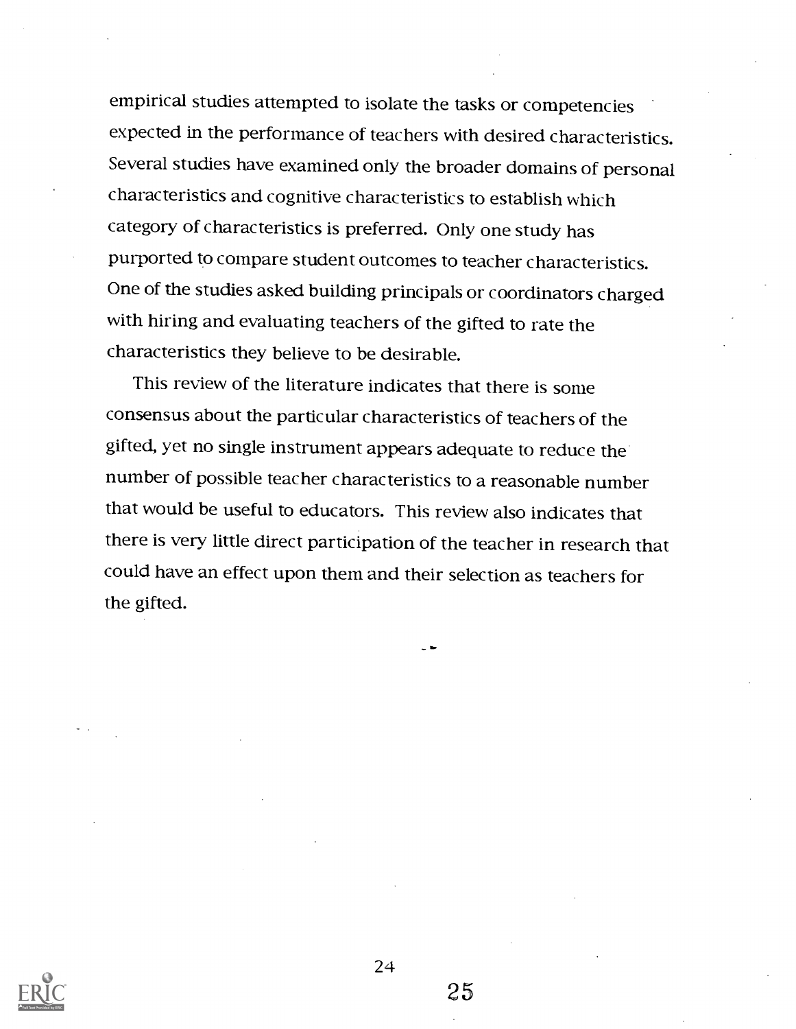empirical studies attempted to isolate the tasks or competencies expected in the performance of teachers with desired characteristics. Several studies have examined only the broader domains of personal characteristics and cognitive characteristics to establish which category of characteristics is preferred. Only one study has purported to compare student outcomes to teacher characteristics. One of the studies asked building principals or coordinators charged with hiring and evaluating teachers of the gifted to rate the characteristics they believe to be desirable.

This review of the literature indicates that there is some consensus about the particular characteristics of teachers of the gifted, yet no single instrument appears adequate to reduce the number of possible teacher characteristics to a reasonable number that would be useful to educators. This review also indicates that there is very little direct participation of the teacher in research that could have an effect upon them and their selection as teachers for the gifted.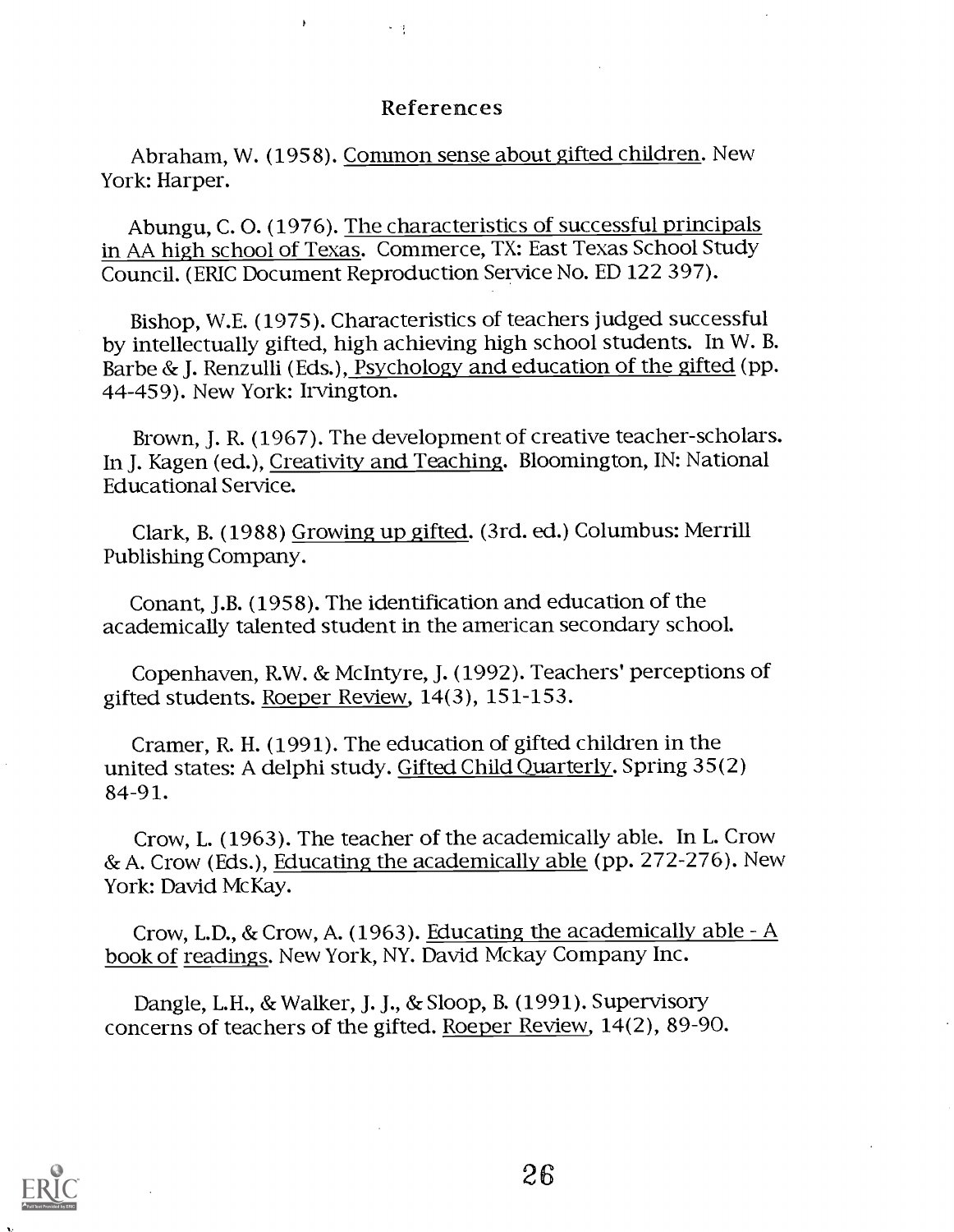## References

Abraham, W. (1958). Common sense about gifted children. New York: Harper.

Abungu, C. O. (1976). The characteristics of successful principals in AA high school of Texas. Commerce, TX: East Texas School Study Council. (ERIC Document Reproduction Service No. ED 122 397).

Bishop, W.E. (1975). Characteristics of teachers judged successful by intellectually gifted, high achieving high school students. In W. B. Barbe & J. Renzulli (Eds.), Psychology and education of the gifted (pp. 44-459). New York: Irvington.

Brown, J. R. (1967). The development of creative teacher-scholars. In J. Kagen (ed.), Creativity and Teaching. Bloomington, IN: National Educational Service.

Clark, B. (1988) Growing up gifted. (3rd. ed.) Columbus: Merrill Publishing Company.

Conant, J.B. (1958). The identification and education of the academically talented student in the american secondary school.

Copenhaven, R.W. & McIntyre, J. (1992). Teachers' perceptions of gifted students. Roeper Review, 14(3), 151-153.

Cramer, R. H. (1991). The education of gifted children in the united states: A delphi study. Gifted Child Quarterly. Spring 35(2) 84-91.

Crow, L. (1963). The teacher of the academically able. In L. Crow & A. Crow (Eds.), Educating the academically able (pp. 272-276). New York: David McKay.

Crow, L.D., & Crow, A. (1963). Educating the academically able - A book of readings. New York, NY. David Mckay Company Inc.

Dangle, L.H., & Walker, J. J., & Sloop, B. (1991). Supervisory concerns of teachers of the gifted. Roeper Review, 14(2), 89-90.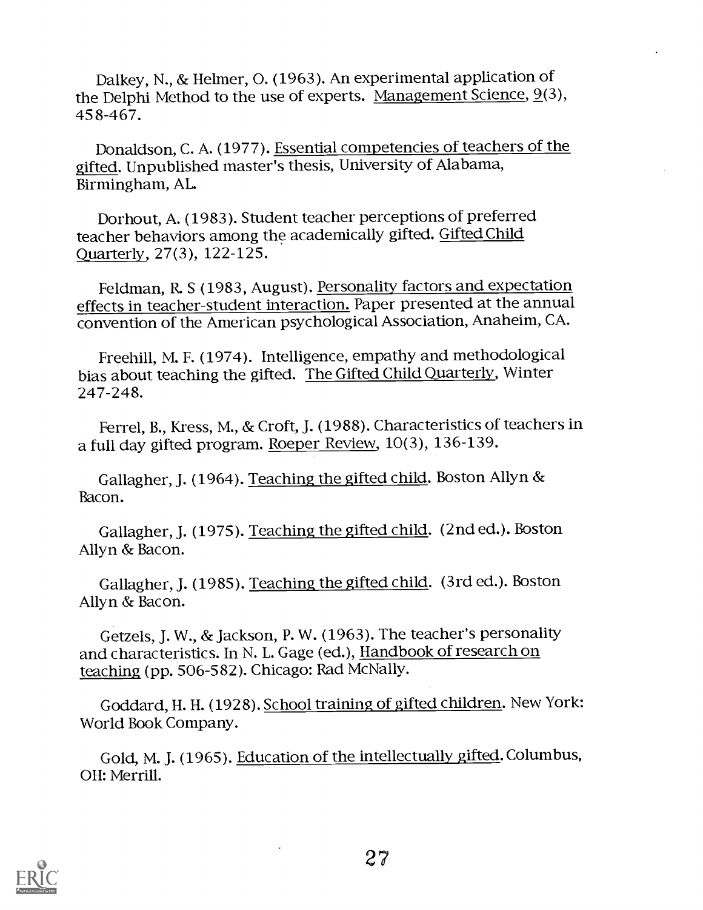Dalkey, N., & Helmer, O. (1963). An experimental application of the Delphi Method to the use of experts. Management Science, 9(3), 458-467.

Donaldson, C. A. (1977). Essential competencies of teachers of the gifted. Unpublished master's thesis, University of Alabama, Birmingham, AL.

Dorhout, A. (1983). Student teacher perceptions of preferred teacher behaviors among the academically gifted. Gifted Child Quarterly, 27(3), 122-125.

Feldman, R. S (1983, August). Personality factors and expectation effects in teacher-student interaction. Paper presented at the annual convention of the American psychological Association, Anaheim, CA.

Freehill, M. F. (1974). Intelligence, empathy and methodological bias about teaching the gifted. The Gifted Child Quarterly, Winter 247-248.

Ferrel, B., Kress, M., & Croft, J. (1988). Characteristics of teachers in a full day gifted program. Roeper Review, 10(3), 136-139.

Gallagher, J. (1964). Teaching the gifted child. Boston Allyn & Bacon.

Gallagher, J. (1975). Teaching the gifted child. (2nd ed.). Boston Allyn & Bacon.

Gallagher, J. (1985). Teaching the gifted child. (3rd ed.). Boston Allyn & Bacon.

Getzels, J. W., & Jackson, P. W. (1963). The teacher's personality and characteristics. In N. L. Gage (ed.), Handbook of research on teaching (pp. 506-582). Chicago: Rad McNally.

Goddard, H. H. (1928). School training of gifted children. New York: World Book Company.

Gold, M. J. (1965). Education of the intellectually gifted. Columbus, OH: Merrill.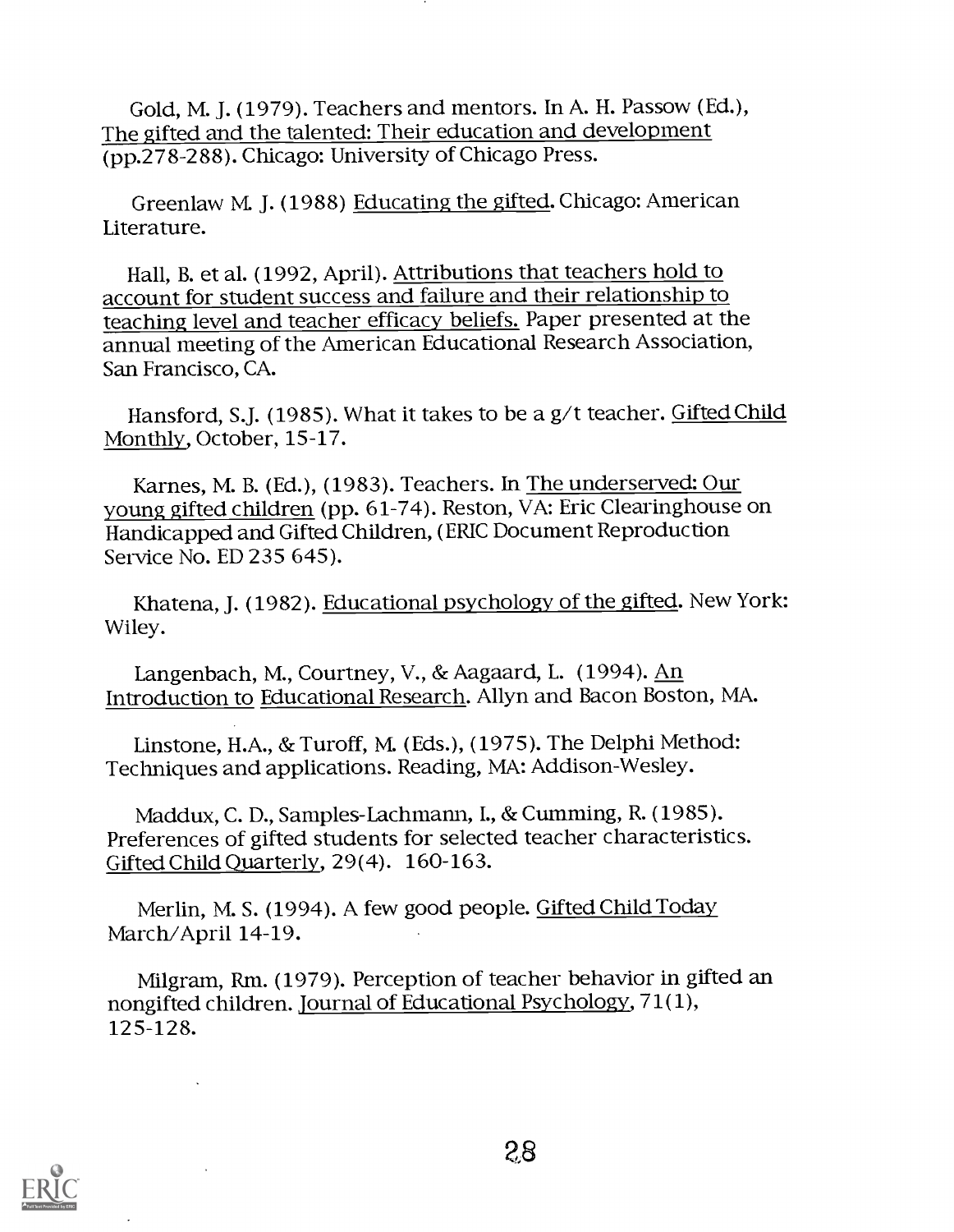Gold, M. J. (1979). Teachers and mentors. In A. H. Passow (Ed.), The gifted and the talented: Their education and development (pp.278-288). Chicago: University of Chicago Press.

Greenlaw M. J. (1988) Educating the gifted. Chicago: American Literature.

Hall, B. et al. (1992, April). Attributions that teachers hold to account for student success and failure and their relationship to teaching level and teacher efficacy beliefs. Paper presented at the annual meeting of the American Educational Research Association, San Francisco, CA.

Hansford, S.J. (1985). What it takes to be a g/t teacher. Gifted Child Monthly, October, 15-17.

Karnes, M. B. (Ed.), (1983). Teachers. In The underserved: Our young gifted children (pp. 61-74). Reston, VA: Eric Clearinghouse on Handicapped and Gifted Children, (ERIC Document Reproduction Service No. ED 235 645).

Khatena, J. (1982). Educational psychology of the gifted. New York: Wiley.

Langenbach, M., Courtney, V., & Aagaard, L. (1994). An Introduction to Educational Research. Allyn and Bacon Boston, MA.

Linstone, H.A., & Turoff, M. (Eds.), (1975). The Delphi Method: Techniques and applications. Reading, MA: Addison-Wesley.

Maddux, C. D., Samples-Lachmann, I., & Cumming, R. (1985). Preferences of gifted students for selected teacher characteristics. Gifted Child Quarterly, 29(4). 160-163.

Merlin, M. S. (1994). A few good people. Gifted Child Today March/April 14-19.

Milgram, Rm. (1979). Perception of teacher behavior in gifted an nongifted children. Journal of Educational Psychology, 71(1), 125-128.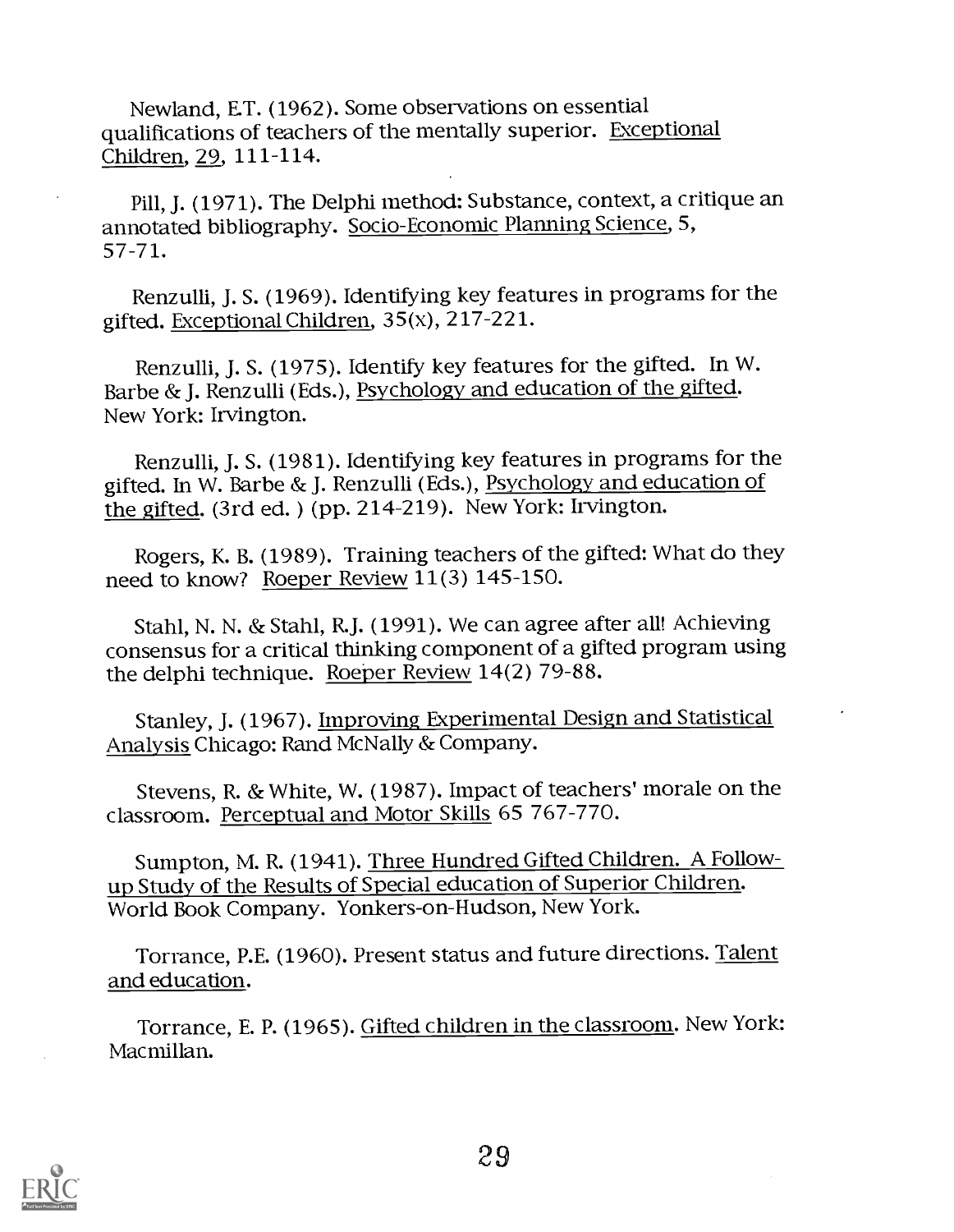Newland, E.T. (1962). Some observations on essential qualifications of teachers of the mentally superior. Exceptional Children, 29, 111-114.

Pill, J. (1971). The Delphi method: Substance, context, a critique an annotated bibliography. Socio-Economic Planning Science, 5, 57-71.

Renzulli, J. S. (1969). Identifying key features in programs for the gifted. Exceptional Children, 35(x), 217-221.

Renzulli, J. S. (1975). Identify key features for the gifted. In W. Barbe & J. Renzulli (Eds.), Psychology and education of the gifted. New York: Irvington.

Renzulli, J. S. (1981). Identifying key features in programs for the gifted. In W. Barbe & J. Renzulli (Eds.), Psychology and education of the gifted. (3rd ed. ) (pp. 214-219). New York: Irvington.

Rogers, K. B. (1989). Training teachers of the gifted: What do they need to know? Roeper Review 11(3) 145-150.

Stahl, N. N. & Stahl, R.J. (1991). We can agree after all! Achieving consensus for a critical thinking component of a gifted program using the delphi technique. Roeper Review 14(2) 79-88.

Stanley, J. (1967). Improving Experimental Design and Statistical Analysis Chicago: Rand McNally & Company.

Stevens, R. & White, W. (1987). Impact of teachers' morale on the classroom. Perceptual and Motor Skills 65 767-770.

Sumpton, M. R. (1941). Three Hundred Gifted Children. A Follow-up Study of the Results of Special education of Superior Children. World Book Company. Yonkers-on-Hudson, New York.

Torrance, P.E. (1960). Present status and future directions. Talent and education.

Torrance, E. P. (1965). Gifted children in the classroom. New York: Macmillan.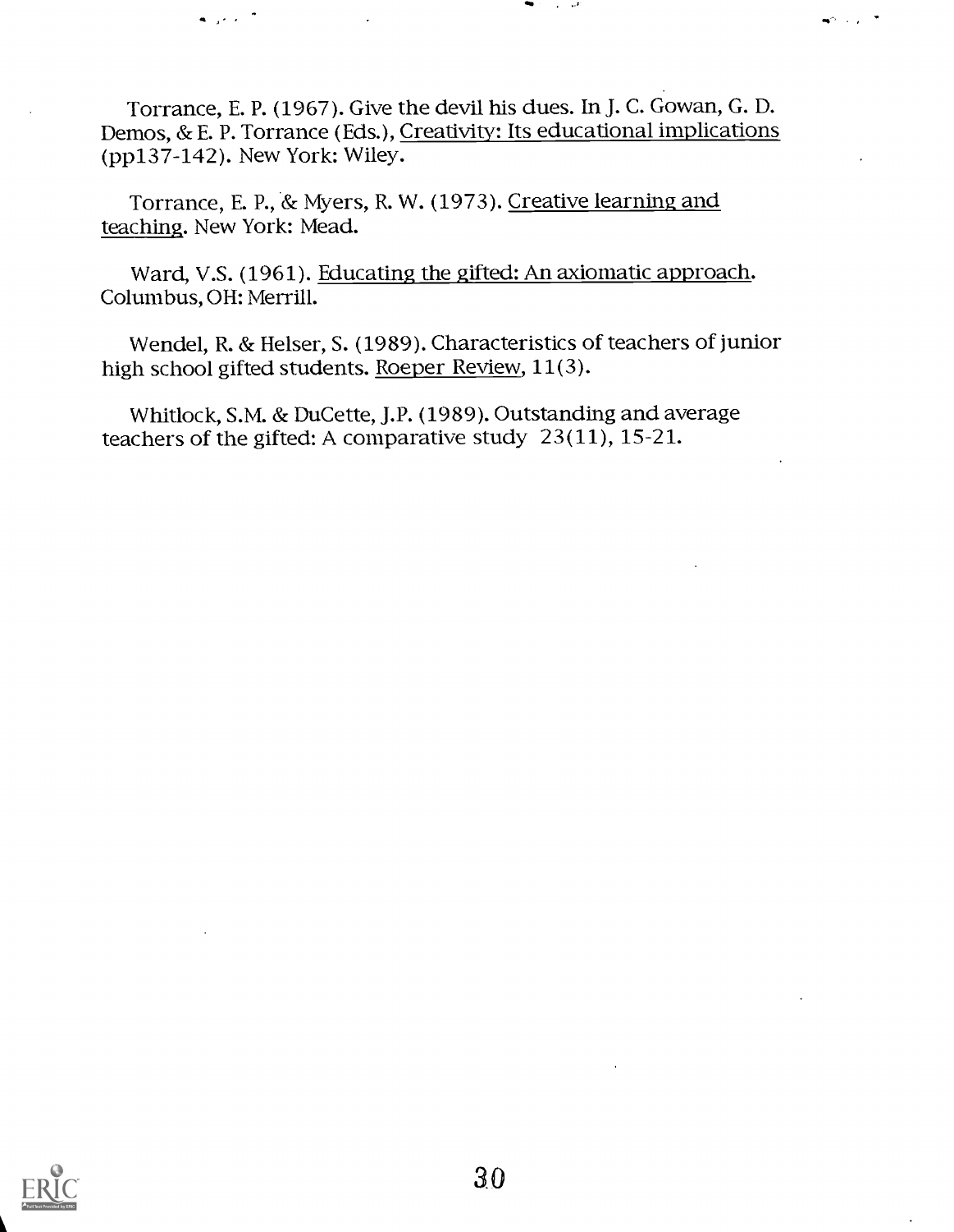Torrance, E. P. (1967). Give the devil his dues. In J. C. Gowan, G. D. Demos, & E. P. Torrance (Eds.), Creativity: Its educational implications (pp137-142). New York: Wiley.

Torrance, E. P., & Myers, R. W. (1973). Creative learning and teaching. New York: Mead.

Ward, V.S. (1961). Educating the gifted: An axiomatic approach. Columbus, OH: Merrill.

Wendel, R. & Helser, S. (1989). Characteristics of teachers of junior high school gifted students. Roeper Review, 11(3).

Whitlock, S.M. & DuCette, J.P. (1989). Outstanding and average teachers of the gifted: A comparative study 23(11), 15-21.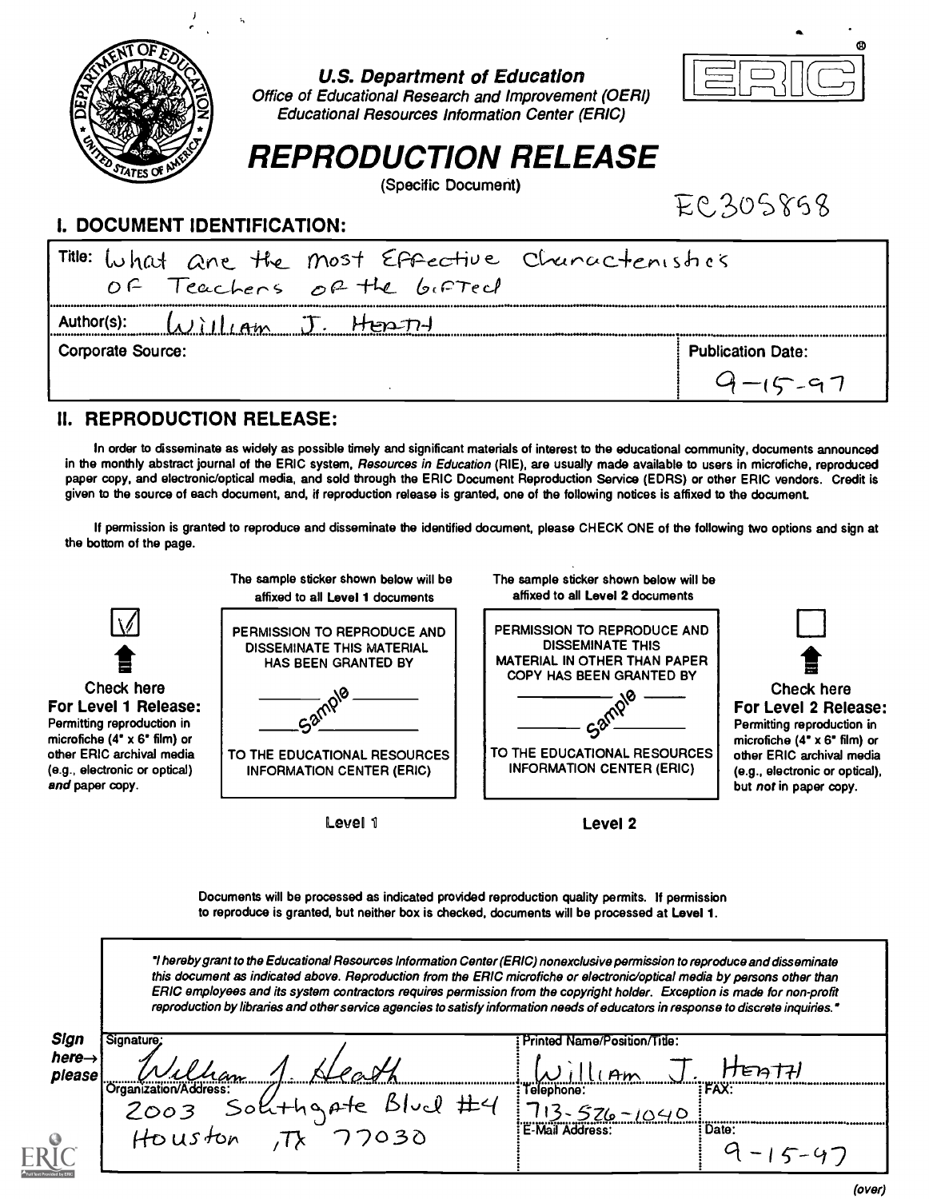**U.S. Department of Education**
*Office of Educational Research and Improvement (OERI)*
*Educational Resources Information Center (ERIC)*

ERIC®

# REPRODUCTION RELEASE

(Specific Document)

EC305858

## I. DOCUMENT IDENTIFICATION:

| | |
|---|---|
| Title: What are the most Effective Characteristics of Teachers of the Gifted | |
| Author(s): William J. Heath | |
| Corporate Source: | Publication Date: 9-15-97 |

## II. REPRODUCTION RELEASE:

In order to disseminate as widely as possible timely and significant materials of interest to the educational community, documents announced in the monthly abstract journal of the ERIC system, *Resources in Education* (RIE), are usually made available to users in microfiche, reproduced paper copy, and electronic/optical media, and sold through the ERIC Document Reproduction Service (EDRS) or other ERIC vendors. Credit is given to the source of each document, and, if reproduction release is granted, one of the following notices is affixed to the document.

If permission is granted to reproduce and disseminate the identified document, please CHECK ONE of the following two options and sign at the bottom of the page.

| | The sample sticker shown below will be affixed to all **Level 1** documents | The sample sticker shown below will be affixed to all **Level 2** documents | |
|---|---|---|---|
| ☑ Check here **For Level 1 Release:** Permitting reproduction in microfiche (4" x 6" film) or other ERIC archival media (e.g., electronic or optical) *and* paper copy. | PERMISSION TO REPRODUCE AND DISSEMINATE THIS MATERIAL HAS BEEN GRANTED BY ______ Sample ______ TO THE EDUCATIONAL RESOURCES INFORMATION CENTER (ERIC) | PERMISSION TO REPRODUCE AND DISSEMINATE THIS MATERIAL IN OTHER THAN PAPER COPY HAS BEEN GRANTED BY ______ Sample ______ TO THE EDUCATIONAL RESOURCES INFORMATION CENTER (ERIC) | ☐ Check here **For Level 2 Release:** Permitting reproduction in microfiche (4" x 6" film) or other ERIC archival media (e.g., electronic or optical), but *not* in paper copy. |
| | Level 1 | Level 2 | |

Documents will be processed as indicated provided reproduction quality permits. If permission to reproduce is granted, but neither box is checked, documents will be processed at **Level 1**.

*"I hereby grant to the Educational Resources Information Center (ERIC) nonexclusive permission to reproduce and disseminate this document as indicated above. Reproduction from the ERIC microfiche or electronic/optical media by persons other than ERIC employees and its system contractors requires permission from the copyright holder. Exception is made for non-profit reproduction by libraries and other service agencies to satisfy information needs of educators in response to discrete inquiries."*

**Sign here→ please**

| | | |
|---|---|---|
| Signature: William J. Heath | Printed Name/Position/Title: William J. Heath | |
| Organization/Address: 2003 Southgate Blvd #4 Houston, Tx 77030 | Telephone: 713-526-1040 | FAX: |
| | E-Mail Address: | Date: 9-15-97 |

(over)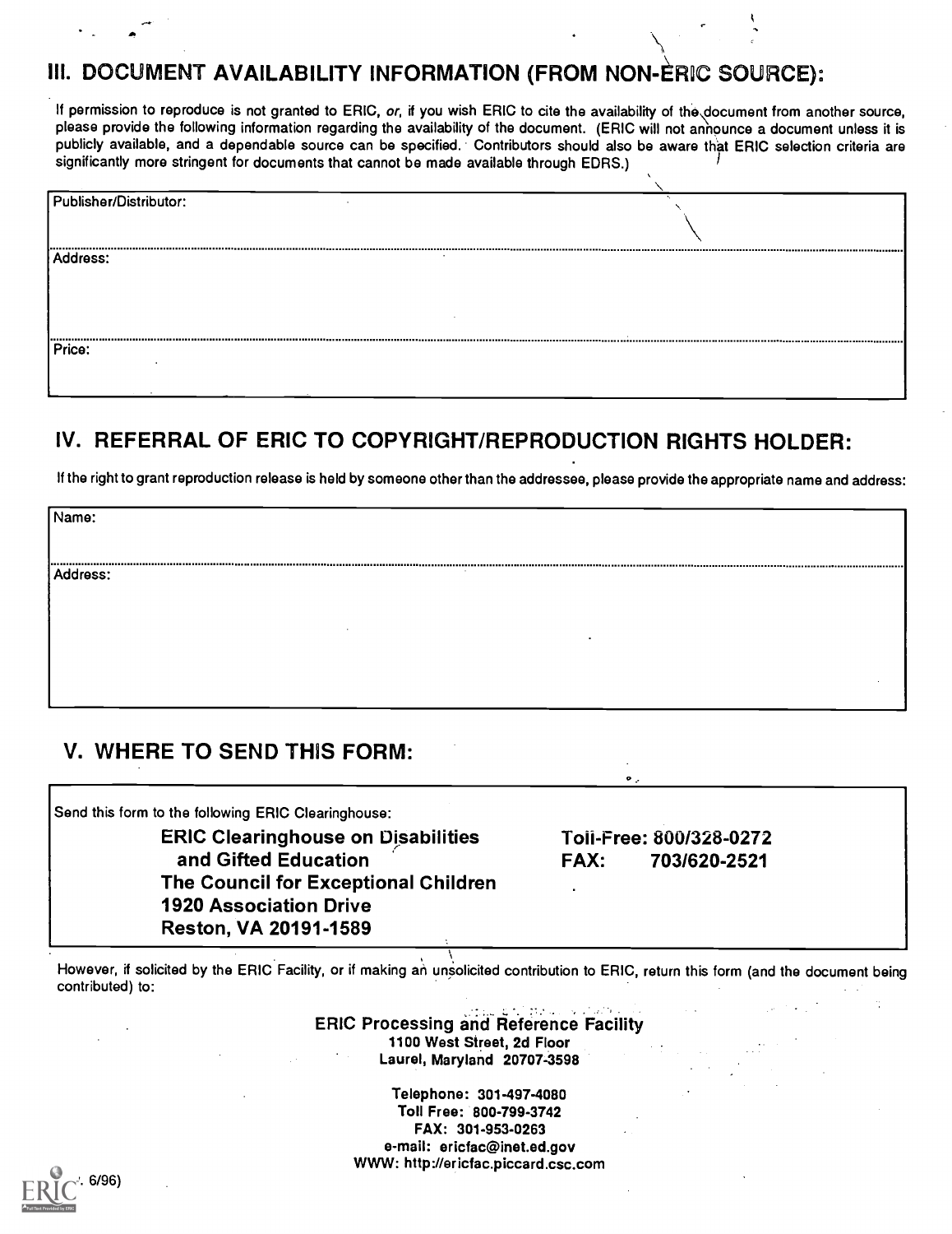## III. DOCUMENT AVAILABILITY INFORMATION (FROM NON-ERIC SOURCE):

If permission to reproduce is not granted to ERIC, *or*, if you wish ERIC to cite the availability of the document from another source, please provide the following information regarding the availability of the document. (ERIC will not announce a document unless it is publicly available, and a dependable source can be specified. Contributors should also be aware that ERIC selection criteria are significantly more stringent for documents that cannot be made available through EDRS.)

Publisher/Distributor:

Address:

Price:

## IV. REFERRAL OF ERIC TO COPYRIGHT/REPRODUCTION RIGHTS HOLDER:

If the right to grant reproduction release is held by someone other than the addressee, please provide the appropriate name and address:

Name:

Address:

## V. WHERE TO SEND THIS FORM:

Send this form to the following ERIC Clearinghouse:

**ERIC Clearinghouse on Disabilities and Gifted Education**
**The Council for Exceptional Children**
**1920 Association Drive**
**Reston, VA 20191-1589**

**Toll-Free: 800/328-0272**
**FAX: 703/620-2521**

However, if solicited by the ERIC Facility, or if making an unsolicited contribution to ERIC, return this form (and the document being contributed) to:

**ERIC Processing and Reference Facility**
**1100 West Street, 2d Floor**
**Laurel, Maryland 20707-3598**

**Telephone: 301-497-4080**
**Toll Free: 800-799-3742**
**FAX: 301-953-0263**
**e-mail: ericfac@inet.ed.gov**
**WWW: http://ericfac.piccard.csc.com**

6/96)